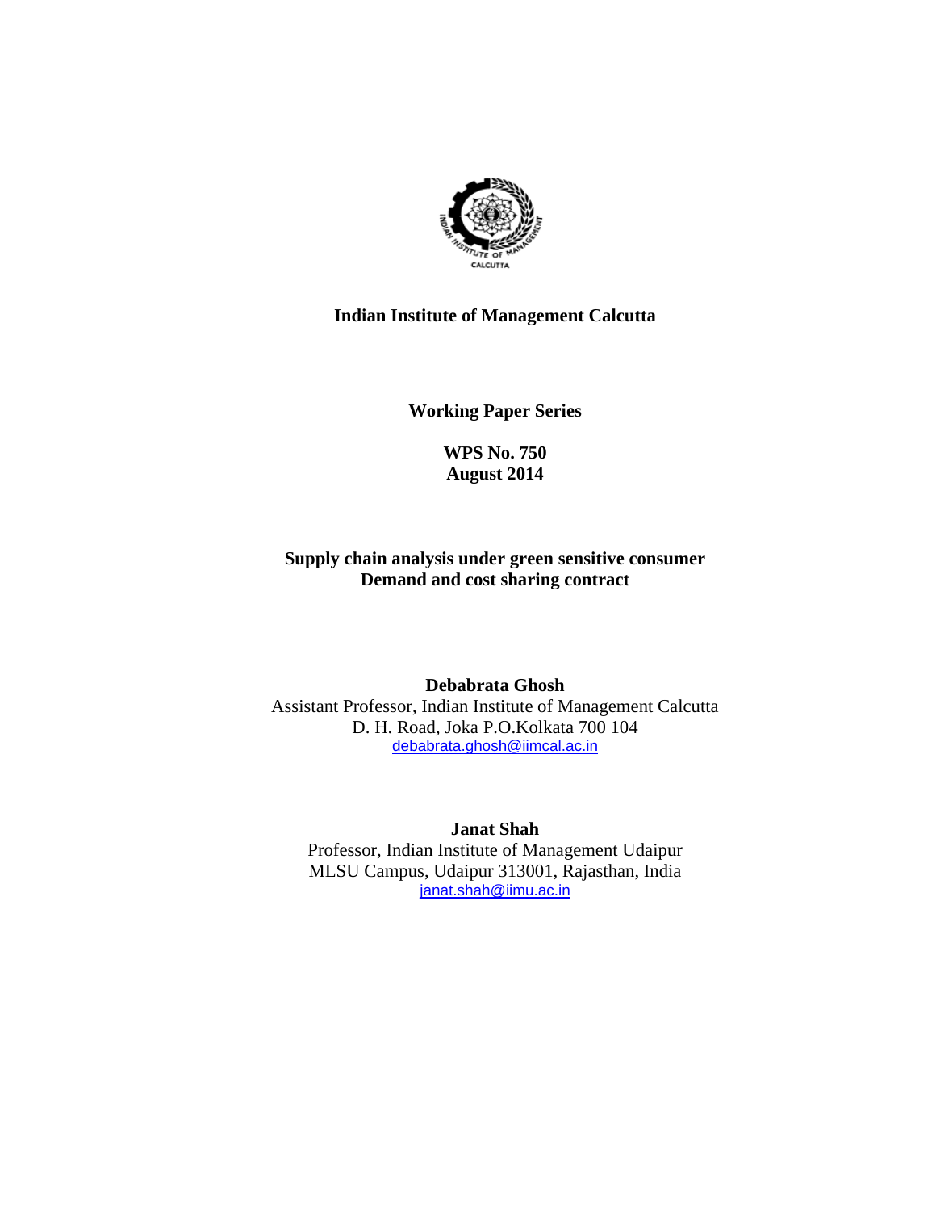**Indian Institute of Management Calcutta**

**Working Paper Series**

**WPS No. 750**
**August 2014**

**Supply chain analysis under green sensitive consumer Demand and cost sharing contract**

**Debabrata Ghosh**
Assistant Professor, Indian Institute of Management Calcutta
D. H. Road, Joka P.O.Kolkata 700 104
debabrata.ghosh@iimcal.ac.in

**Janat Shah**
Professor, Indian Institute of Management Udaipur
MLSU Campus, Udaipur 313001, Rajasthan, India
janat.shah@iimu.ac.in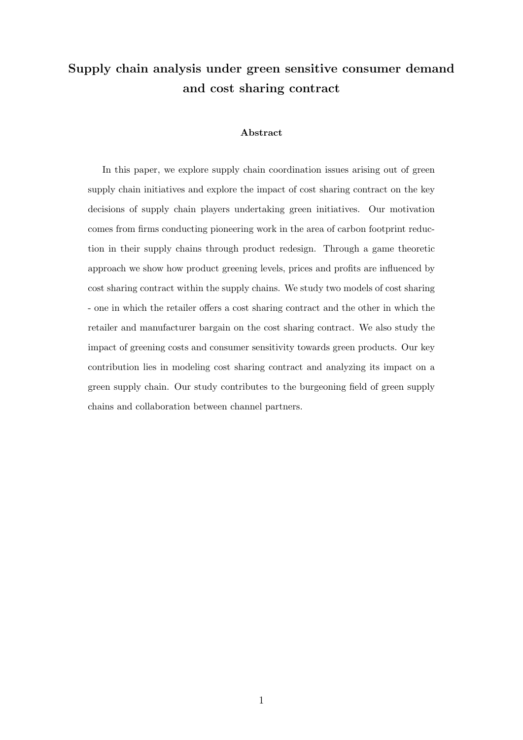# Supply chain analysis under green sensitive consumer demand and cost sharing contract

### Abstract

In this paper, we explore supply chain coordination issues arising out of green supply chain initiatives and explore the impact of cost sharing contract on the key decisions of supply chain players undertaking green initiatives. Our motivation comes from firms conducting pioneering work in the area of carbon footprint reduction in their supply chains through product redesign. Through a game theoretic approach we show how product greening levels, prices and profits are influenced by cost sharing contract within the supply chains. We study two models of cost sharing - one in which the retailer offers a cost sharing contract and the other in which the retailer and manufacturer bargain on the cost sharing contract. We also study the impact of greening costs and consumer sensitivity towards green products. Our key contribution lies in modeling cost sharing contract and analyzing its impact on a green supply chain. Our study contributes to the burgeoning field of green supply chains and collaboration between channel partners.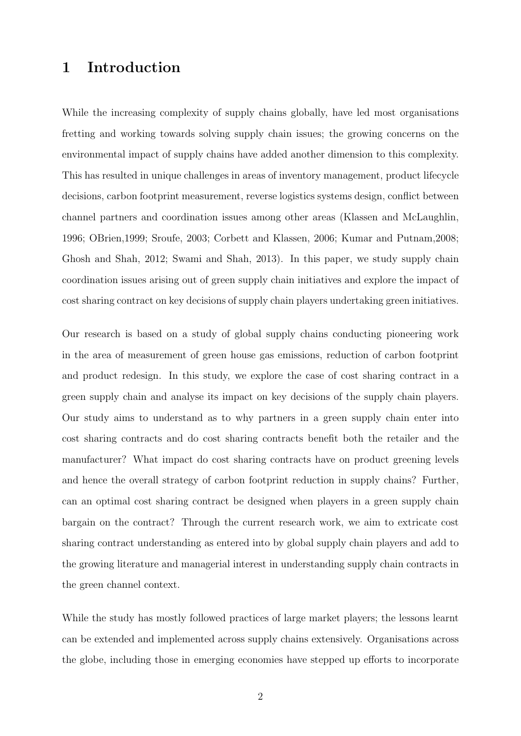# 1 Introduction

While the increasing complexity of supply chains globally, have led most organisations fretting and working towards solving supply chain issues; the growing concerns on the environmental impact of supply chains have added another dimension to this complexity. This has resulted in unique challenges in areas of inventory management, product lifecycle decisions, carbon footprint measurement, reverse logistics systems design, conflict between channel partners and coordination issues among other areas (Klassen and McLaughlin, 1996; OBrien,1999; Sroufe, 2003; Corbett and Klassen, 2006; Kumar and Putnam,2008; Ghosh and Shah, 2012; Swami and Shah, 2013). In this paper, we study supply chain coordination issues arising out of green supply chain initiatives and explore the impact of cost sharing contract on key decisions of supply chain players undertaking green initiatives.

Our research is based on a study of global supply chains conducting pioneering work in the area of measurement of green house gas emissions, reduction of carbon footprint and product redesign. In this study, we explore the case of cost sharing contract in a green supply chain and analyse its impact on key decisions of the supply chain players. Our study aims to understand as to why partners in a green supply chain enter into cost sharing contracts and do cost sharing contracts benefit both the retailer and the manufacturer? What impact do cost sharing contracts have on product greening levels and hence the overall strategy of carbon footprint reduction in supply chains? Further, can an optimal cost sharing contract be designed when players in a green supply chain bargain on the contract? Through the current research work, we aim to extricate cost sharing contract understanding as entered into by global supply chain players and add to the growing literature and managerial interest in understanding supply chain contracts in the green channel context.

While the study has mostly followed practices of large market players; the lessons learnt can be extended and implemented across supply chains extensively. Organisations across the globe, including those in emerging economies have stepped up efforts to incorporate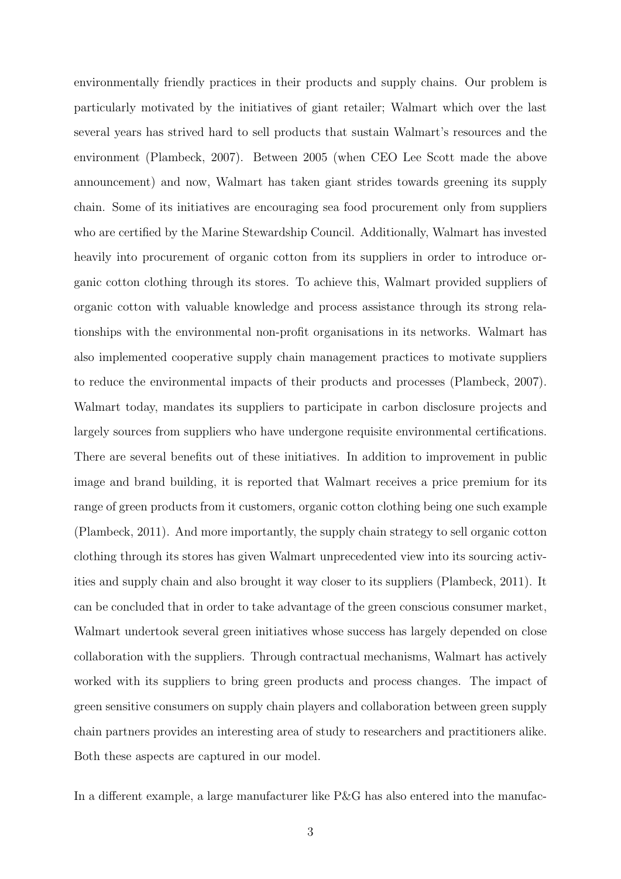environmentally friendly practices in their products and supply chains. Our problem is particularly motivated by the initiatives of giant retailer; Walmart which over the last several years has strived hard to sell products that sustain Walmart's resources and the environment (Plambeck, 2007). Between 2005 (when CEO Lee Scott made the above announcement) and now, Walmart has taken giant strides towards greening its supply chain. Some of its initiatives are encouraging sea food procurement only from suppliers who are certified by the Marine Stewardship Council. Additionally, Walmart has invested heavily into procurement of organic cotton from its suppliers in order to introduce organic cotton clothing through its stores. To achieve this, Walmart provided suppliers of organic cotton with valuable knowledge and process assistance through its strong relationships with the environmental non-profit organisations in its networks. Walmart has also implemented cooperative supply chain management practices to motivate suppliers to reduce the environmental impacts of their products and processes (Plambeck, 2007). Walmart today, mandates its suppliers to participate in carbon disclosure projects and largely sources from suppliers who have undergone requisite environmental certifications. There are several benefits out of these initiatives. In addition to improvement in public image and brand building, it is reported that Walmart receives a price premium for its range of green products from it customers, organic cotton clothing being one such example (Plambeck, 2011). And more importantly, the supply chain strategy to sell organic cotton clothing through its stores has given Walmart unprecedented view into its sourcing activities and supply chain and also brought it way closer to its suppliers (Plambeck, 2011). It can be concluded that in order to take advantage of the green conscious consumer market, Walmart undertook several green initiatives whose success has largely depended on close collaboration with the suppliers. Through contractual mechanisms, Walmart has actively worked with its suppliers to bring green products and process changes. The impact of green sensitive consumers on supply chain players and collaboration between green supply chain partners provides an interesting area of study to researchers and practitioners alike. Both these aspects are captured in our model.

In a different example, a large manufacturer like P&G has also entered into the manufac-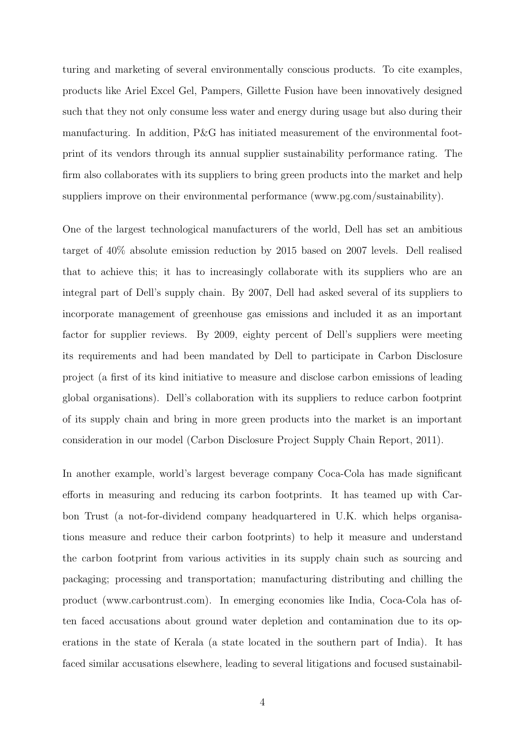turing and marketing of several environmentally conscious products. To cite examples, products like Ariel Excel Gel, Pampers, Gillette Fusion have been innovatively designed such that they not only consume less water and energy during usage but also during their manufacturing. In addition, P&G has initiated measurement of the environmental footprint of its vendors through its annual supplier sustainability performance rating. The firm also collaborates with its suppliers to bring green products into the market and help suppliers improve on their environmental performance (www.pg.com/sustainability).

One of the largest technological manufacturers of the world, Dell has set an ambitious target of 40% absolute emission reduction by 2015 based on 2007 levels. Dell realised that to achieve this; it has to increasingly collaborate with its suppliers who are an integral part of Dell's supply chain. By 2007, Dell had asked several of its suppliers to incorporate management of greenhouse gas emissions and included it as an important factor for supplier reviews. By 2009, eighty percent of Dell's suppliers were meeting its requirements and had been mandated by Dell to participate in Carbon Disclosure project (a first of its kind initiative to measure and disclose carbon emissions of leading global organisations). Dell's collaboration with its suppliers to reduce carbon footprint of its supply chain and bring in more green products into the market is an important consideration in our model (Carbon Disclosure Project Supply Chain Report, 2011).

In another example, world's largest beverage company Coca-Cola has made significant efforts in measuring and reducing its carbon footprints. It has teamed up with Carbon Trust (a not-for-dividend company headquartered in U.K. which helps organisations measure and reduce their carbon footprints) to help it measure and understand the carbon footprint from various activities in its supply chain such as sourcing and packaging; processing and transportation; manufacturing distributing and chilling the product (www.carbontrust.com). In emerging economies like India, Coca-Cola has often faced accusations about ground water depletion and contamination due to its operations in the state of Kerala (a state located in the southern part of India). It has faced similar accusations elsewhere, leading to several litigations and focused sustainabil-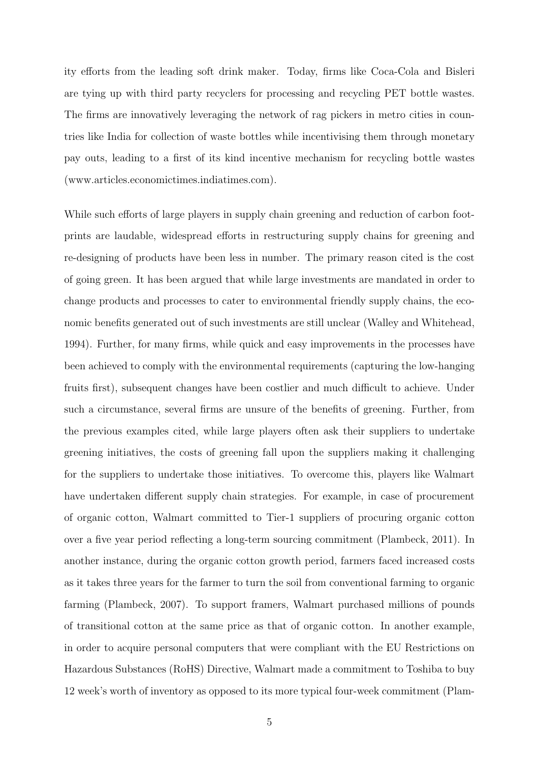ity efforts from the leading soft drink maker. Today, firms like Coca-Cola and Bisleri are tying up with third party recyclers for processing and recycling PET bottle wastes. The firms are innovatively leveraging the network of rag pickers in metro cities in countries like India for collection of waste bottles while incentivising them through monetary pay outs, leading to a first of its kind incentive mechanism for recycling bottle wastes (www.articles.economictimes.indiatimes.com).

While such efforts of large players in supply chain greening and reduction of carbon footprints are laudable, widespread efforts in restructuring supply chains for greening and re-designing of products have been less in number. The primary reason cited is the cost of going green. It has been argued that while large investments are mandated in order to change products and processes to cater to environmental friendly supply chains, the economic benefits generated out of such investments are still unclear (Walley and Whitehead, 1994). Further, for many firms, while quick and easy improvements in the processes have been achieved to comply with the environmental requirements (capturing the low-hanging fruits first), subsequent changes have been costlier and much difficult to achieve. Under such a circumstance, several firms are unsure of the benefits of greening. Further, from the previous examples cited, while large players often ask their suppliers to undertake greening initiatives, the costs of greening fall upon the suppliers making it challenging for the suppliers to undertake those initiatives. To overcome this, players like Walmart have undertaken different supply chain strategies. For example, in case of procurement of organic cotton, Walmart committed to Tier-1 suppliers of procuring organic cotton over a five year period reflecting a long-term sourcing commitment (Plambeck, 2011). In another instance, during the organic cotton growth period, farmers faced increased costs as it takes three years for the farmer to turn the soil from conventional farming to organic farming (Plambeck, 2007). To support framers, Walmart purchased millions of pounds of transitional cotton at the same price as that of organic cotton. In another example, in order to acquire personal computers that were compliant with the EU Restrictions on Hazardous Substances (RoHS) Directive, Walmart made a commitment to Toshiba to buy 12 week's worth of inventory as opposed to its more typical four-week commitment (Plam-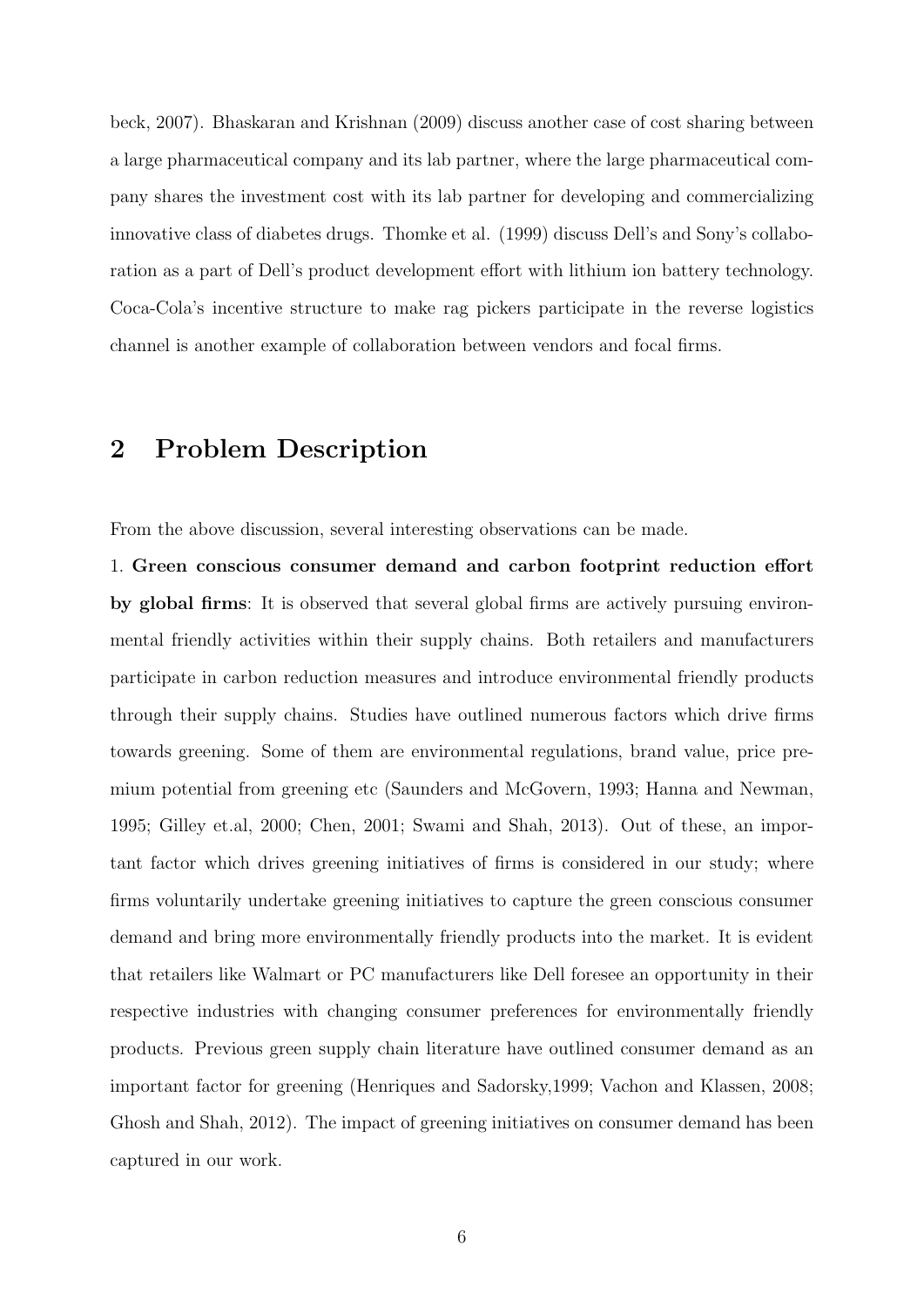beck, 2007). Bhaskaran and Krishnan (2009) discuss another case of cost sharing between a large pharmaceutical company and its lab partner, where the large pharmaceutical company shares the investment cost with its lab partner for developing and commercializing innovative class of diabetes drugs. Thomke et al. (1999) discuss Dell's and Sony's collaboration as a part of Dell's product development effort with lithium ion battery technology. Coca-Cola's incentive structure to make rag pickers participate in the reverse logistics channel is another example of collaboration between vendors and focal firms.

## 2 Problem Description

From the above discussion, several interesting observations can be made.

1. **Green conscious consumer demand and carbon footprint reduction effort by global firms**: It is observed that several global firms are actively pursuing environmental friendly activities within their supply chains. Both retailers and manufacturers participate in carbon reduction measures and introduce environmental friendly products through their supply chains. Studies have outlined numerous factors which drive firms towards greening. Some of them are environmental regulations, brand value, price premium potential from greening etc (Saunders and McGovern, 1993; Hanna and Newman, 1995; Gilley et.al, 2000; Chen, 2001; Swami and Shah, 2013). Out of these, an important factor which drives greening initiatives of firms is considered in our study; where firms voluntarily undertake greening initiatives to capture the green conscious consumer demand and bring more environmentally friendly products into the market. It is evident that retailers like Walmart or PC manufacturers like Dell foresee an opportunity in their respective industries with changing consumer preferences for environmentally friendly products. Previous green supply chain literature have outlined consumer demand as an important factor for greening (Henriques and Sadorsky,1999; Vachon and Klassen, 2008; Ghosh and Shah, 2012). The impact of greening initiatives on consumer demand has been captured in our work.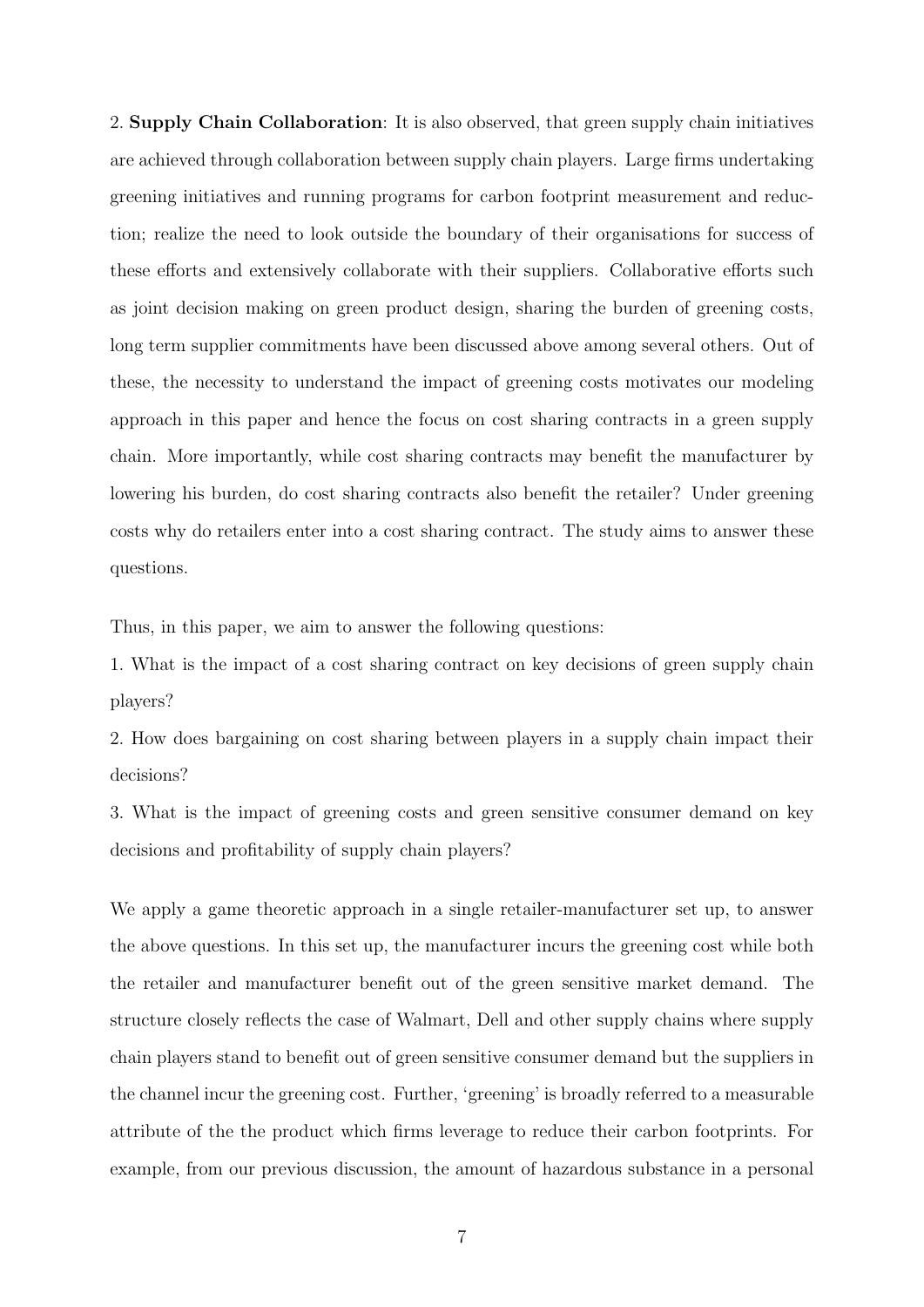2. **Supply Chain Collaboration**: It is also observed, that green supply chain initiatives are achieved through collaboration between supply chain players. Large firms undertaking greening initiatives and running programs for carbon footprint measurement and reduction; realize the need to look outside the boundary of their organisations for success of these efforts and extensively collaborate with their suppliers. Collaborative efforts such as joint decision making on green product design, sharing the burden of greening costs, long term supplier commitments have been discussed above among several others. Out of these, the necessity to understand the impact of greening costs motivates our modeling approach in this paper and hence the focus on cost sharing contracts in a green supply chain. More importantly, while cost sharing contracts may benefit the manufacturer by lowering his burden, do cost sharing contracts also benefit the retailer? Under greening costs why do retailers enter into a cost sharing contract. The study aims to answer these questions.

Thus, in this paper, we aim to answer the following questions:

1. What is the impact of a cost sharing contract on key decisions of green supply chain players?

2. How does bargaining on cost sharing between players in a supply chain impact their decisions?

3. What is the impact of greening costs and green sensitive consumer demand on key decisions and profitability of supply chain players?

We apply a game theoretic approach in a single retailer-manufacturer set up, to answer the above questions. In this set up, the manufacturer incurs the greening cost while both the retailer and manufacturer benefit out of the green sensitive market demand. The structure closely reflects the case of Walmart, Dell and other supply chains where supply chain players stand to benefit out of green sensitive consumer demand but the suppliers in the channel incur the greening cost. Further, 'greening' is broadly referred to a measurable attribute of the the product which firms leverage to reduce their carbon footprints. For example, from our previous discussion, the amount of hazardous substance in a personal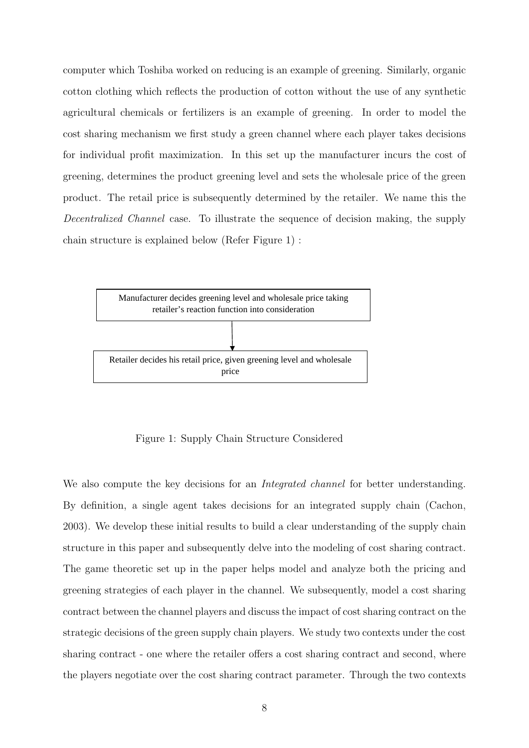computer which Toshiba worked on reducing is an example of greening. Similarly, organic cotton clothing which reflects the production of cotton without the use of any synthetic agricultural chemicals or fertilizers is an example of greening. In order to model the cost sharing mechanism we first study a green channel where each player takes decisions for individual profit maximization. In this set up the manufacturer incurs the cost of greening, determines the product greening level and sets the wholesale price of the green product. The retail price is subsequently determined by the retailer. We name this the *Decentralized Channel* case. To illustrate the sequence of decision making, the supply chain structure is explained below (Refer Figure 1) :

Manufacturer decides greening level and wholesale price taking retailer's reaction function into consideration

↓

Retailer decides his retail price, given greening level and wholesale price

Figure 1: Supply Chain Structure Considered

We also compute the key decisions for an *Integrated channel* for better understanding. By definition, a single agent takes decisions for an integrated supply chain (Cachon, 2003). We develop these initial results to build a clear understanding of the supply chain structure in this paper and subsequently delve into the modeling of cost sharing contract. The game theoretic set up in the paper helps model and analyze both the pricing and greening strategies of each player in the channel. We subsequently, model a cost sharing contract between the channel players and discuss the impact of cost sharing contract on the strategic decisions of the green supply chain players. We study two contexts under the cost sharing contract - one where the retailer offers a cost sharing contract and second, where the players negotiate over the cost sharing contract parameter. Through the two contexts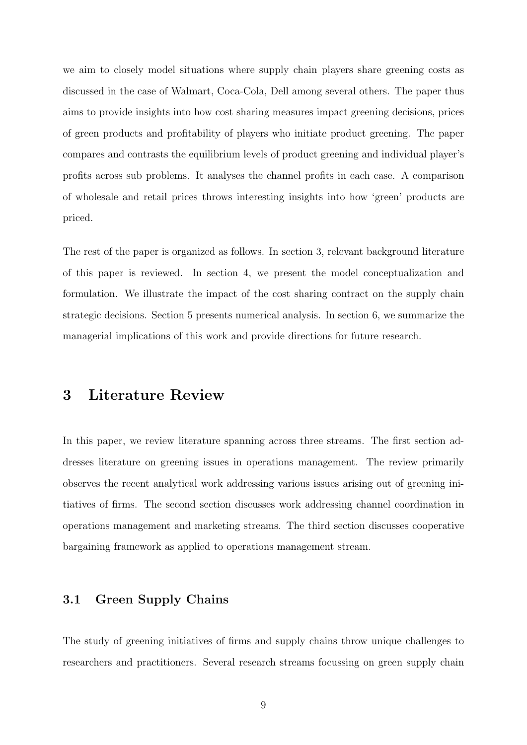we aim to closely model situations where supply chain players share greening costs as discussed in the case of Walmart, Coca-Cola, Dell among several others. The paper thus aims to provide insights into how cost sharing measures impact greening decisions, prices of green products and profitability of players who initiate product greening. The paper compares and contrasts the equilibrium levels of product greening and individual player's profits across sub problems. It analyses the channel profits in each case. A comparison of wholesale and retail prices throws interesting insights into how 'green' products are priced.

The rest of the paper is organized as follows. In section 3, relevant background literature of this paper is reviewed. In section 4, we present the model conceptualization and formulation. We illustrate the impact of the cost sharing contract on the supply chain strategic decisions. Section 5 presents numerical analysis. In section 6, we summarize the managerial implications of this work and provide directions for future research.

# 3 Literature Review

In this paper, we review literature spanning across three streams. The first section addresses literature on greening issues in operations management. The review primarily observes the recent analytical work addressing various issues arising out of greening initiatives of firms. The second section discusses work addressing channel coordination in operations management and marketing streams. The third section discusses cooperative bargaining framework as applied to operations management stream.

## 3.1 Green Supply Chains

The study of greening initiatives of firms and supply chains throw unique challenges to researchers and practitioners. Several research streams focussing on green supply chain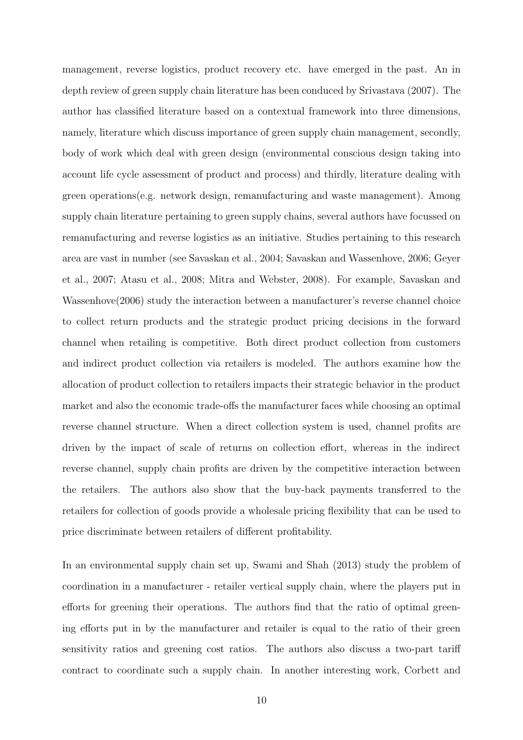management, reverse logistics, product recovery etc. have emerged in the past. An in depth review of green supply chain literature has been conduced by Srivastava (2007). The author has classified literature based on a contextual framework into three dimensions, namely, literature which discuss importance of green supply chain management, secondly, body of work which deal with green design (environmental conscious design taking into account life cycle assessment of product and process) and thirdly, literature dealing with green operations(e.g. network design, remanufacturing and waste management). Among supply chain literature pertaining to green supply chains, several authors have focussed on remanufacturing and reverse logistics as an initiative. Studies pertaining to this research area are vast in number (see Savaskan et al., 2004; Savaskan and Wassenhove, 2006; Geyer et al., 2007; Atasu et al., 2008; Mitra and Webster, 2008). For example, Savaskan and Wassenhove(2006) study the interaction between a manufacturer's reverse channel choice to collect return products and the strategic product pricing decisions in the forward channel when retailing is competitive. Both direct product collection from customers and indirect product collection via retailers is modeled. The authors examine how the allocation of product collection to retailers impacts their strategic behavior in the product market and also the economic trade-offs the manufacturer faces while choosing an optimal reverse channel structure. When a direct collection system is used, channel profits are driven by the impact of scale of returns on collection effort, whereas in the indirect reverse channel, supply chain profits are driven by the competitive interaction between the retailers. The authors also show that the buy-back payments transferred to the retailers for collection of goods provide a wholesale pricing flexibility that can be used to price discriminate between retailers of different profitability.

In an environmental supply chain set up, Swami and Shah (2013) study the problem of coordination in a manufacturer - retailer vertical supply chain, where the players put in efforts for greening their operations. The authors find that the ratio of optimal greening efforts put in by the manufacturer and retailer is equal to the ratio of their green sensitivity ratios and greening cost ratios. The authors also discuss a two-part tariff contract to coordinate such a supply chain. In another interesting work, Corbett and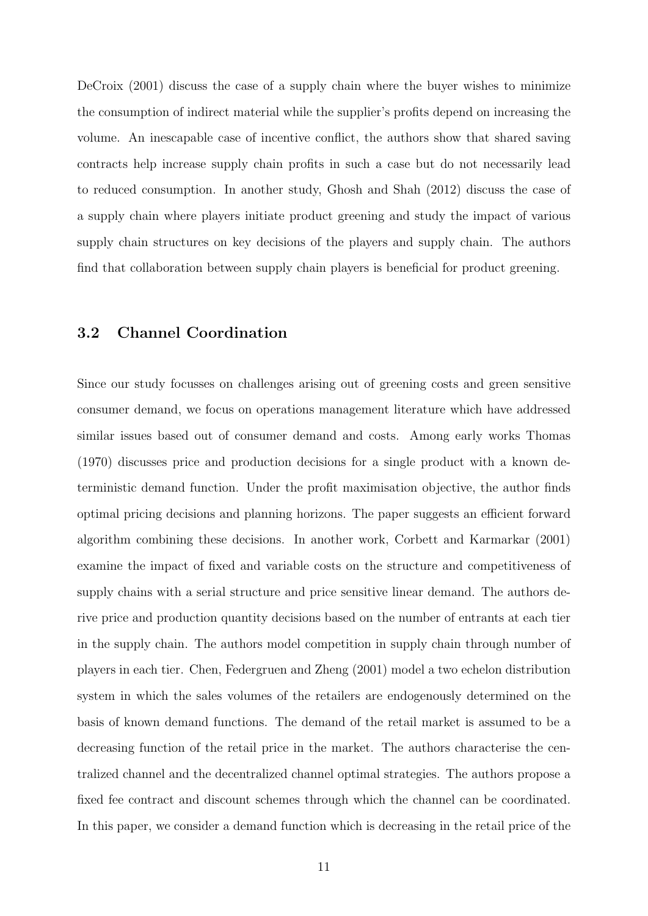DeCroix (2001) discuss the case of a supply chain where the buyer wishes to minimize the consumption of indirect material while the supplier's profits depend on increasing the volume. An inescapable case of incentive conflict, the authors show that shared saving contracts help increase supply chain profits in such a case but do not necessarily lead to reduced consumption. In another study, Ghosh and Shah (2012) discuss the case of a supply chain where players initiate product greening and study the impact of various supply chain structures on key decisions of the players and supply chain. The authors find that collaboration between supply chain players is beneficial for product greening.

### 3.2 Channel Coordination

Since our study focusses on challenges arising out of greening costs and green sensitive consumer demand, we focus on operations management literature which have addressed similar issues based out of consumer demand and costs. Among early works Thomas (1970) discusses price and production decisions for a single product with a known deterministic demand function. Under the profit maximisation objective, the author finds optimal pricing decisions and planning horizons. The paper suggests an efficient forward algorithm combining these decisions. In another work, Corbett and Karmarkar (2001) examine the impact of fixed and variable costs on the structure and competitiveness of supply chains with a serial structure and price sensitive linear demand. The authors derive price and production quantity decisions based on the number of entrants at each tier in the supply chain. The authors model competition in supply chain through number of players in each tier. Chen, Federgruen and Zheng (2001) model a two echelon distribution system in which the sales volumes of the retailers are endogenously determined on the basis of known demand functions. The demand of the retail market is assumed to be a decreasing function of the retail price in the market. The authors characterise the centralized channel and the decentralized channel optimal strategies. The authors propose a fixed fee contract and discount schemes through which the channel can be coordinated. In this paper, we consider a demand function which is decreasing in the retail price of the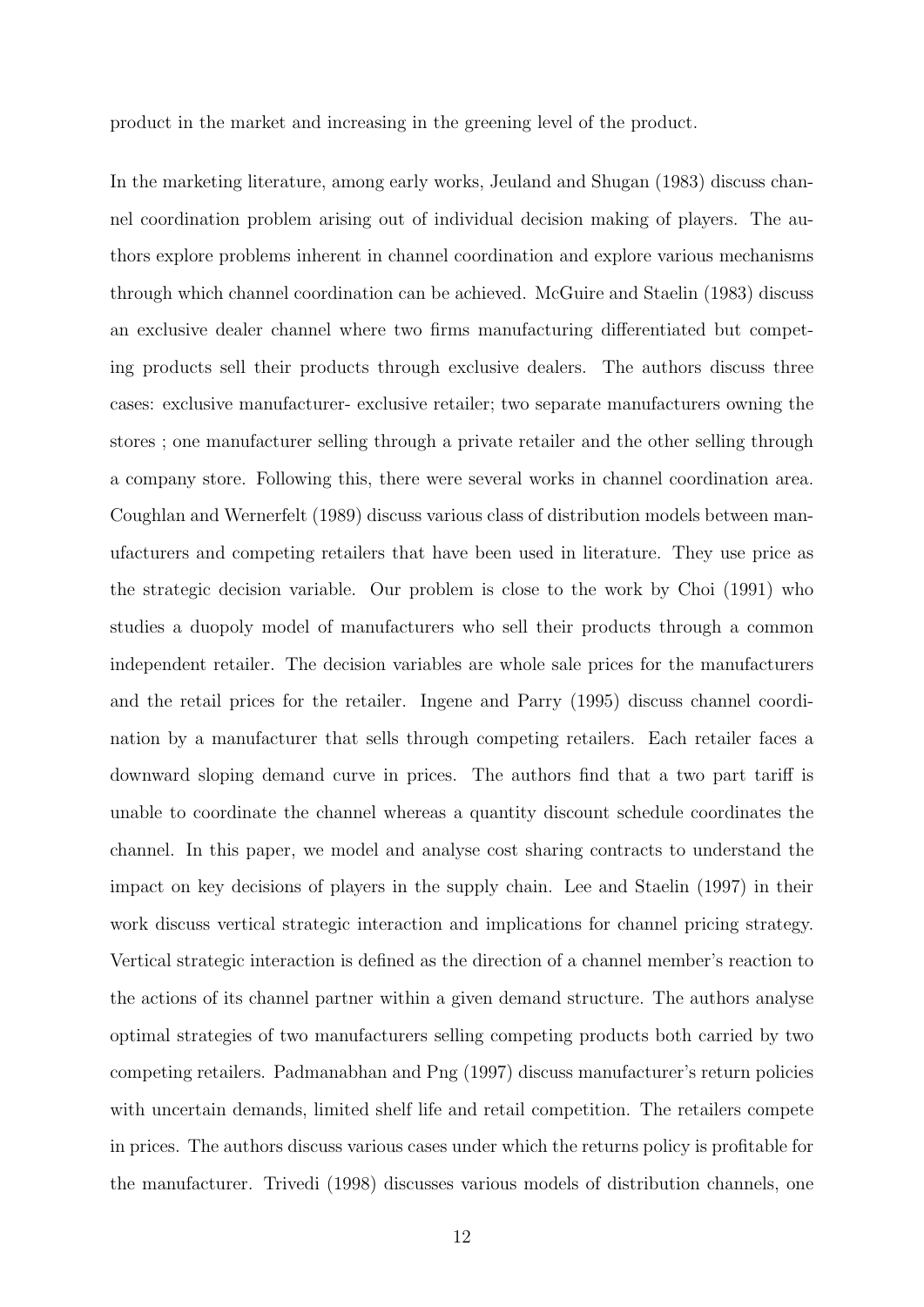product in the market and increasing in the greening level of the product.

In the marketing literature, among early works, Jeuland and Shugan (1983) discuss channel coordination problem arising out of individual decision making of players. The authors explore problems inherent in channel coordination and explore various mechanisms through which channel coordination can be achieved. McGuire and Staelin (1983) discuss an exclusive dealer channel where two firms manufacturing differentiated but competing products sell their products through exclusive dealers. The authors discuss three cases: exclusive manufacturer- exclusive retailer; two separate manufacturers owning the stores ; one manufacturer selling through a private retailer and the other selling through a company store. Following this, there were several works in channel coordination area. Coughlan and Wernerfelt (1989) discuss various class of distribution models between manufacturers and competing retailers that have been used in literature. They use price as the strategic decision variable. Our problem is close to the work by Choi (1991) who studies a duopoly model of manufacturers who sell their products through a common independent retailer. The decision variables are whole sale prices for the manufacturers and the retail prices for the retailer. Ingene and Parry (1995) discuss channel coordination by a manufacturer that sells through competing retailers. Each retailer faces a downward sloping demand curve in prices. The authors find that a two part tariff is unable to coordinate the channel whereas a quantity discount schedule coordinates the channel. In this paper, we model and analyse cost sharing contracts to understand the impact on key decisions of players in the supply chain. Lee and Staelin (1997) in their work discuss vertical strategic interaction and implications for channel pricing strategy. Vertical strategic interaction is defined as the direction of a channel member's reaction to the actions of its channel partner within a given demand structure. The authors analyse optimal strategies of two manufacturers selling competing products both carried by two competing retailers. Padmanabhan and Png (1997) discuss manufacturer's return policies with uncertain demands, limited shelf life and retail competition. The retailers compete in prices. The authors discuss various cases under which the returns policy is profitable for the manufacturer. Trivedi (1998) discusses various models of distribution channels, one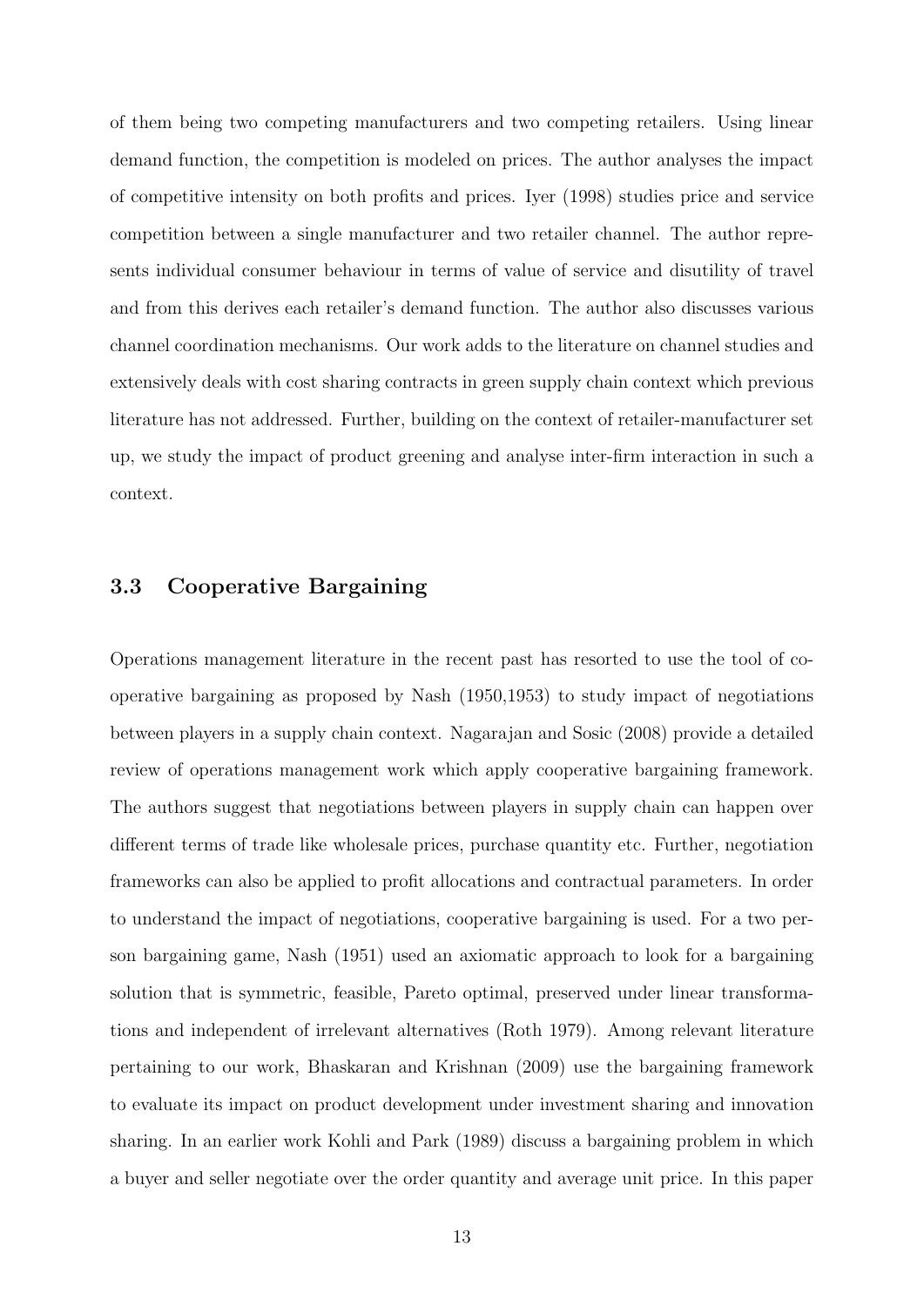of them being two competing manufacturers and two competing retailers. Using linear demand function, the competition is modeled on prices. The author analyses the impact of competitive intensity on both profits and prices. Iyer (1998) studies price and service competition between a single manufacturer and two retailer channel. The author represents individual consumer behaviour in terms of value of service and disutility of travel and from this derives each retailer's demand function. The author also discusses various channel coordination mechanisms. Our work adds to the literature on channel studies and extensively deals with cost sharing contracts in green supply chain context which previous literature has not addressed. Further, building on the context of retailer-manufacturer set up, we study the impact of product greening and analyse inter-firm interaction in such a context.

### 3.3 Cooperative Bargaining

Operations management literature in the recent past has resorted to use the tool of cooperative bargaining as proposed by Nash (1950,1953) to study impact of negotiations between players in a supply chain context. Nagarajan and Sosic (2008) provide a detailed review of operations management work which apply cooperative bargaining framework. The authors suggest that negotiations between players in supply chain can happen over different terms of trade like wholesale prices, purchase quantity etc. Further, negotiation frameworks can also be applied to profit allocations and contractual parameters. In order to understand the impact of negotiations, cooperative bargaining is used. For a two person bargaining game, Nash (1951) used an axiomatic approach to look for a bargaining solution that is symmetric, feasible, Pareto optimal, preserved under linear transformations and independent of irrelevant alternatives (Roth 1979). Among relevant literature pertaining to our work, Bhaskaran and Krishnan (2009) use the bargaining framework to evaluate its impact on product development under investment sharing and innovation sharing. In an earlier work Kohli and Park (1989) discuss a bargaining problem in which a buyer and seller negotiate over the order quantity and average unit price. In this paper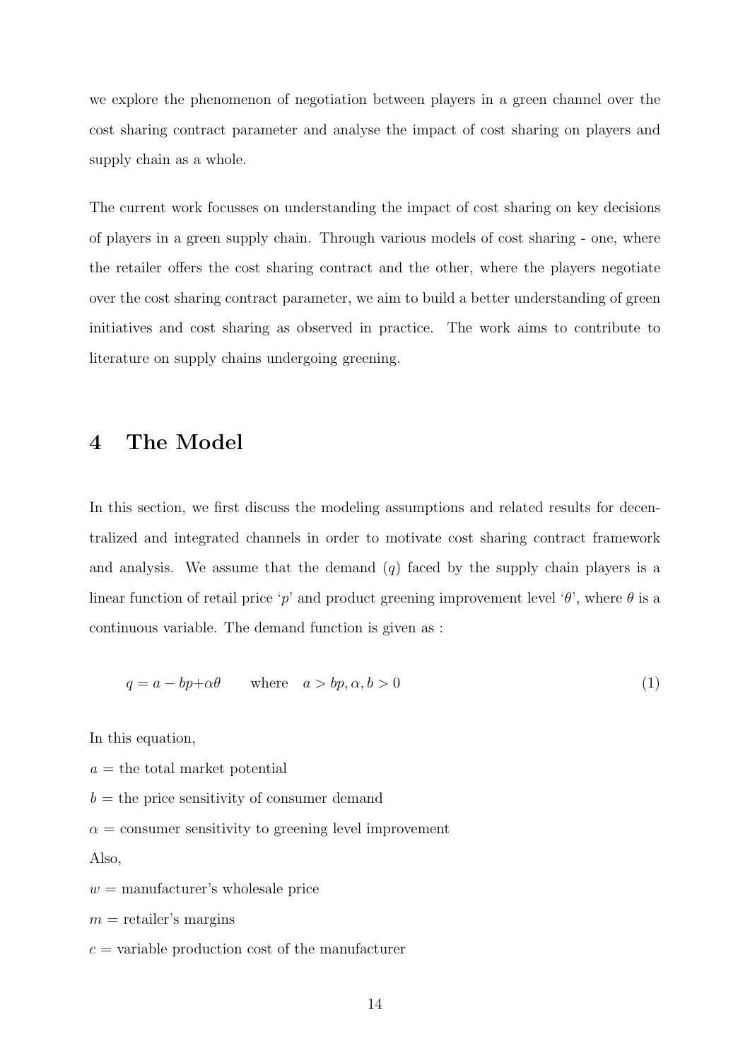we explore the phenomenon of negotiation between players in a green channel over the cost sharing contract parameter and analyse the impact of cost sharing on players and supply chain as a whole.

The current work focusses on understanding the impact of cost sharing on key decisions of players in a green supply chain. Through various models of cost sharing - one, where the retailer offers the cost sharing contract and the other, where the players negotiate over the cost sharing contract parameter, we aim to build a better understanding of green initiatives and cost sharing as observed in practice. The work aims to contribute to literature on supply chains undergoing greening.

# 4 The Model

In this section, we first discuss the modeling assumptions and related results for decentralized and integrated channels in order to motivate cost sharing contract framework and analysis. We assume that the demand ($q$) faced by the supply chain players is a linear function of retail price '$p$' and product greening improvement level '$\theta$', where $\theta$ is a continuous variable. The demand function is given as :

$$q = a - bp + \alpha\theta \qquad \text{where} \quad a > bp, \alpha, b > 0 \tag{1}$$

In this equation,

$a$ = the total market potential

$b$ = the price sensitivity of consumer demand

$\alpha$ = consumer sensitivity to greening level improvement

Also,

$w$ = manufacturer's wholesale price

$m$ = retailer's margins

$c$ = variable production cost of the manufacturer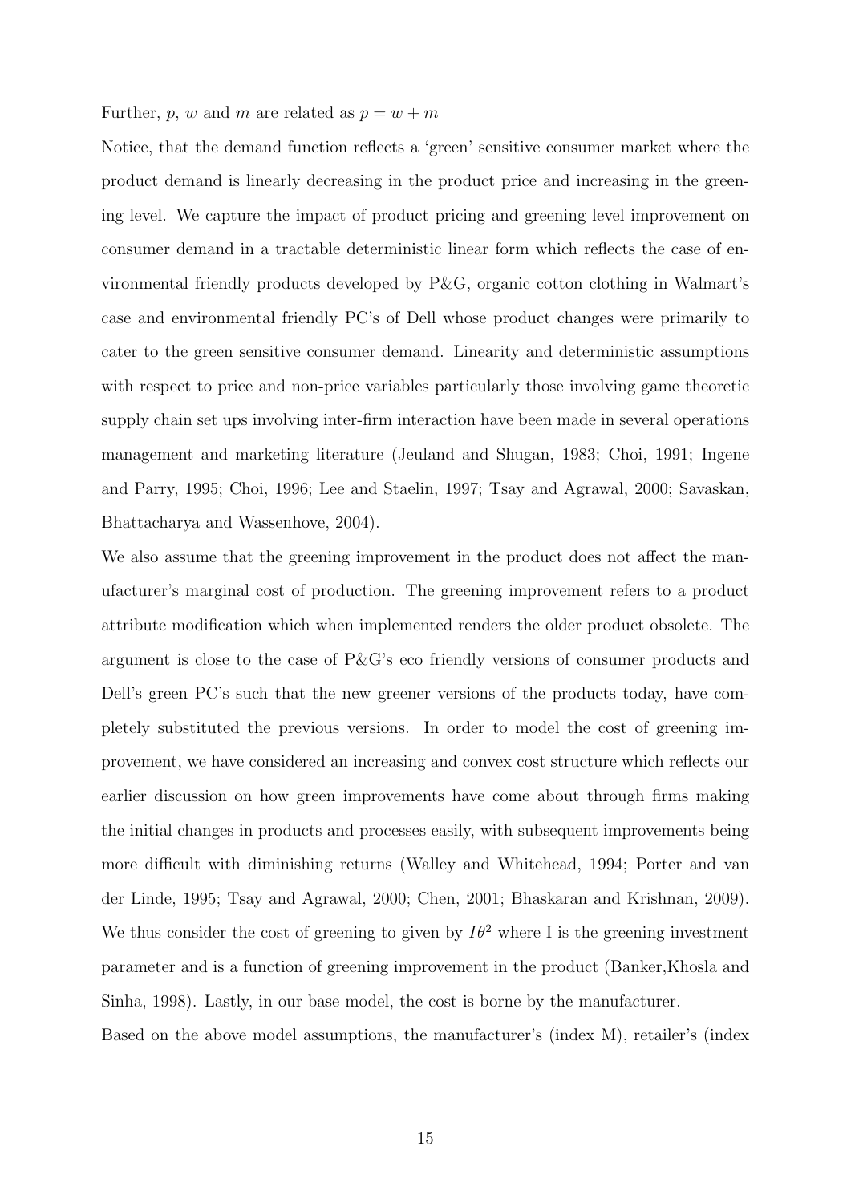Further, $p$, $w$ and $m$ are related as $p = w + m$

Notice, that the demand function reflects a 'green' sensitive consumer market where the product demand is linearly decreasing in the product price and increasing in the greening level. We capture the impact of product pricing and greening level improvement on consumer demand in a tractable deterministic linear form which reflects the case of environmental friendly products developed by P&G, organic cotton clothing in Walmart's case and environmental friendly PC's of Dell whose product changes were primarily to cater to the green sensitive consumer demand. Linearity and deterministic assumptions with respect to price and non-price variables particularly those involving game theoretic supply chain set ups involving inter-firm interaction have been made in several operations management and marketing literature (Jeuland and Shugan, 1983; Choi, 1991; Ingene and Parry, 1995; Choi, 1996; Lee and Staelin, 1997; Tsay and Agrawal, 2000; Savaskan, Bhattacharya and Wassenhove, 2004).

We also assume that the greening improvement in the product does not affect the manufacturer's marginal cost of production. The greening improvement refers to a product attribute modification which when implemented renders the older product obsolete. The argument is close to the case of P&G's eco friendly versions of consumer products and Dell's green PC's such that the new greener versions of the products today, have completely substituted the previous versions. In order to model the cost of greening improvement, we have considered an increasing and convex cost structure which reflects our earlier discussion on how green improvements have come about through firms making the initial changes in products and processes easily, with subsequent improvements being more difficult with diminishing returns (Walley and Whitehead, 1994; Porter and van der Linde, 1995; Tsay and Agrawal, 2000; Chen, 2001; Bhaskaran and Krishnan, 2009). We thus consider the cost of greening to given by $I\theta^2$ where I is the greening investment parameter and is a function of greening improvement in the product (Banker,Khosla and Sinha, 1998). Lastly, in our base model, the cost is borne by the manufacturer.

Based on the above model assumptions, the manufacturer's (index M), retailer's (index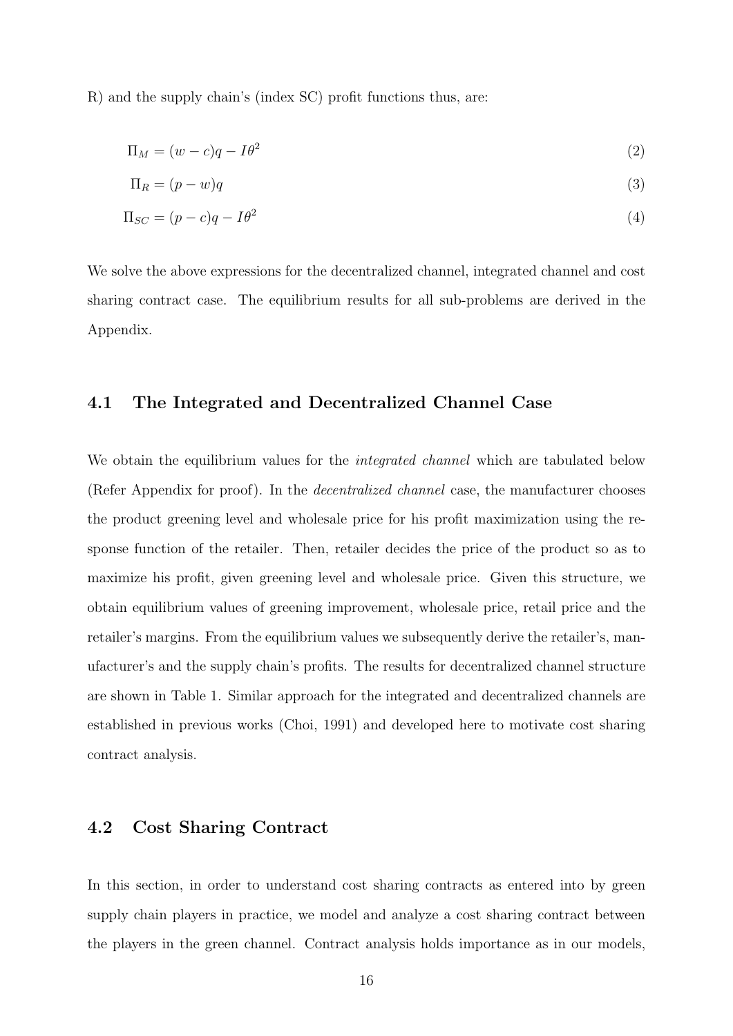R) and the supply chain's (index SC) profit functions thus, are:

$$\Pi_M = (w - c)q - I\theta^2 \tag{2}$$

$$\Pi_R = (p - w)q \tag{3}$$

$$\Pi_{SC} = (p - c)q - I\theta^2 \tag{4}$$

We solve the above expressions for the decentralized channel, integrated channel and cost sharing contract case. The equilibrium results for all sub-problems are derived in the Appendix.

## 4.1 The Integrated and Decentralized Channel Case

We obtain the equilibrium values for the *integrated channel* which are tabulated below (Refer Appendix for proof). In the *decentralized channel* case, the manufacturer chooses the product greening level and wholesale price for his profit maximization using the response function of the retailer. Then, retailer decides the price of the product so as to maximize his profit, given greening level and wholesale price. Given this structure, we obtain equilibrium values of greening improvement, wholesale price, retail price and the retailer's margins. From the equilibrium values we subsequently derive the retailer's, manufacturer's and the supply chain's profits. The results for decentralized channel structure are shown in Table 1. Similar approach for the integrated and decentralized channels are established in previous works (Choi, 1991) and developed here to motivate cost sharing contract analysis.

## 4.2 Cost Sharing Contract

In this section, in order to understand cost sharing contracts as entered into by green supply chain players in practice, we model and analyze a cost sharing contract between the players in the green channel. Contract analysis holds importance as in our models,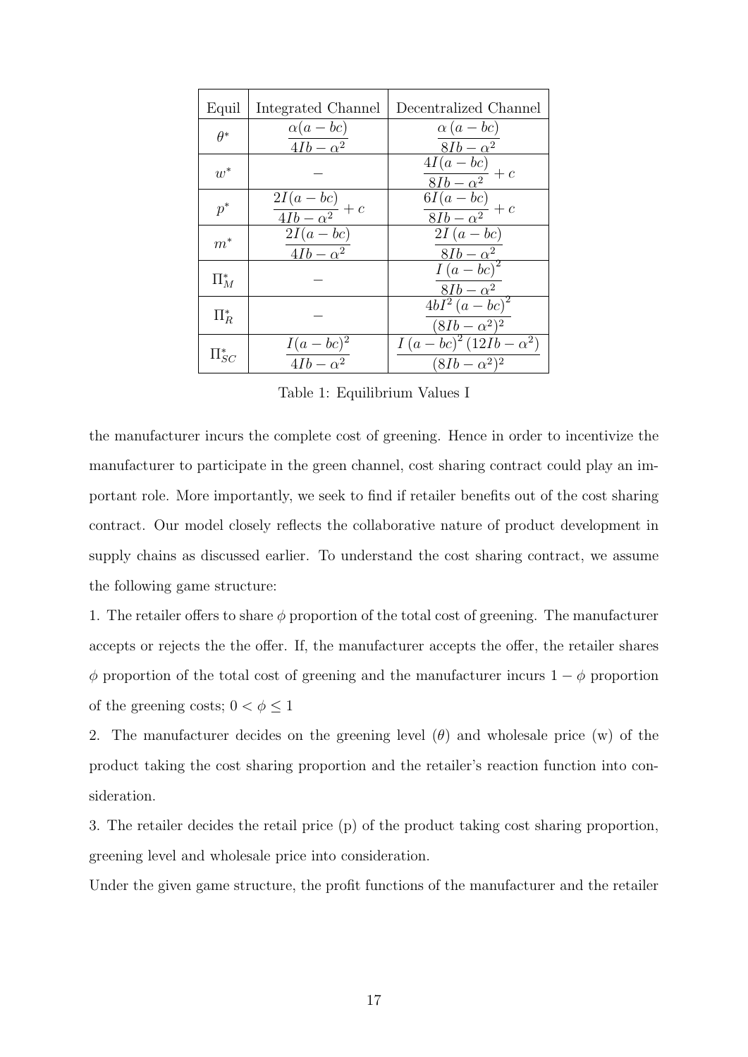| Equil | Integrated Channel | Decentralized Channel |
|---|---|---|
| $\theta^*$ | $\dfrac{\alpha(a-bc)}{4Ib-\alpha^2}$ | $\dfrac{\alpha\,(a-bc)}{8Ib-\alpha^2}$ |
| $w^*$ | $-$ | $\dfrac{4I(a-bc)}{8Ib-\alpha^2}+c$ |
| $p^*$ | $\dfrac{2I(a-bc)}{4Ib-\alpha^2}+c$ | $\dfrac{6I(a-bc)}{8Ib-\alpha^2}+c$ |
| $m^*$ | $\dfrac{2I(a-bc)}{4Ib-\alpha^2}$ | $\dfrac{2I\,(a-bc)}{8Ib-\alpha^2}$ |
| $\Pi_M^*$ | $-$ | $\dfrac{I\,(a-bc)^2}{8Ib-\alpha^2}$ |
| $\Pi_R^*$ | $-$ | $\dfrac{4bI^2\,(a-bc)^2}{(8Ib-\alpha^2)^2}$ |
| $\Pi_{SC}^*$ | $\dfrac{I(a-bc)^2}{4Ib-\alpha^2}$ | $\dfrac{I\,(a-bc)^2\,(12Ib-\alpha^2)}{(8Ib-\alpha^2)^2}$ |

Table 1: Equilibrium Values I

the manufacturer incurs the complete cost of greening. Hence in order to incentivize the manufacturer to participate in the green channel, cost sharing contract could play an important role. More importantly, we seek to find if retailer benefits out of the cost sharing contract. Our model closely reflects the collaborative nature of product development in supply chains as discussed earlier. To understand the cost sharing contract, we assume the following game structure:

1. The retailer offers to share $\phi$ proportion of the total cost of greening. The manufacturer accepts or rejects the the offer. If, the manufacturer accepts the offer, the retailer shares $\phi$ proportion of the total cost of greening and the manufacturer incurs $1-\phi$ proportion of the greening costs; $0 < \phi \leq 1$

2. The manufacturer decides on the greening level ($\theta$) and wholesale price (w) of the product taking the cost sharing proportion and the retailer's reaction function into consideration.

3. The retailer decides the retail price (p) of the product taking cost sharing proportion, greening level and wholesale price into consideration.

Under the given game structure, the profit functions of the manufacturer and the retailer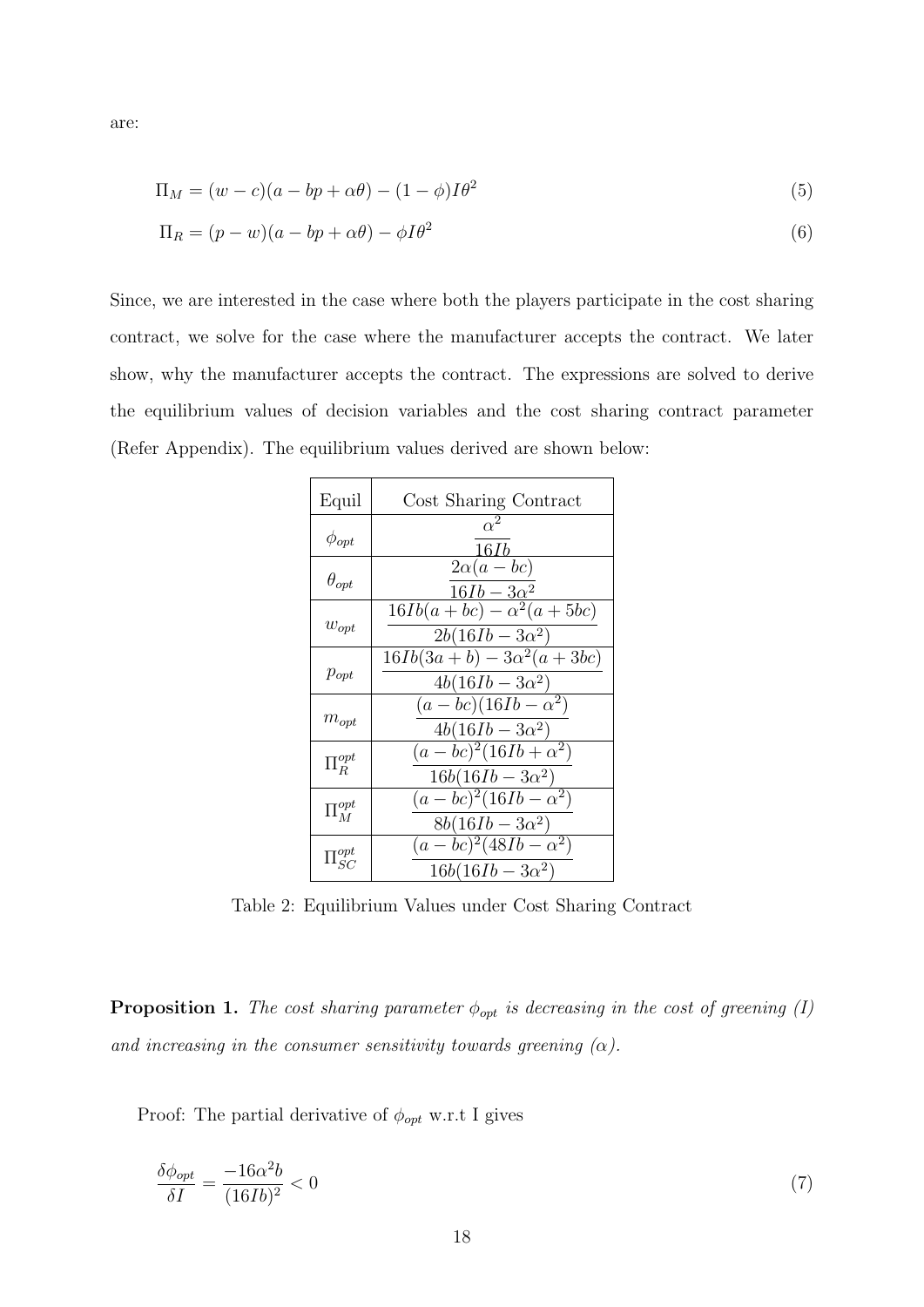are:

$$\Pi_M = (w - c)(a - bp + \alpha\theta) - (1 - \phi)I\theta^2 \tag{5}$$

$$\Pi_R = (p - w)(a - bp + \alpha\theta) - \phi I\theta^2 \tag{6}$$

Since, we are interested in the case where both the players participate in the cost sharing contract, we solve for the case where the manufacturer accepts the contract. We later show, why the manufacturer accepts the contract. The expressions are solved to derive the equilibrium values of decision variables and the cost sharing contract parameter (Refer Appendix). The equilibrium values derived are shown below:

| Equil | Cost Sharing Contract |
|---|---|
| $\phi_{opt}$ | $\frac{\alpha^2}{16Ib}$ |
| $\theta_{opt}$ | $\frac{2\alpha(a-bc)}{16Ib-3\alpha^2}$ |
| $w_{opt}$ | $\frac{16Ib(a+bc)-\alpha^2(a+5bc)}{2b(16Ib-3\alpha^2)}$ |
| $p_{opt}$ | $\frac{16Ib(3a+b)-3\alpha^2(a+3bc)}{4b(16Ib-3\alpha^2)}$ |
| $m_{opt}$ | $\frac{(a-bc)(16Ib-\alpha^2)}{4b(16Ib-3\alpha^2)}$ |
| $\Pi_R^{opt}$ | $\frac{(a-bc)^2(16Ib+\alpha^2)}{16b(16Ib-3\alpha^2)}$ |
| $\Pi_M^{opt}$ | $\frac{(a-bc)^2(16Ib-\alpha^2)}{8b(16Ib-3\alpha^2)}$ |
| $\Pi_{SC}^{opt}$ | $\frac{(a-bc)^2(48Ib-\alpha^2)}{16b(16Ib-3\alpha^2)}$ |

Table 2: Equilibrium Values under Cost Sharing Contract

**Proposition 1.** *The cost sharing parameter $\phi_{opt}$ is decreasing in the cost of greening (I) and increasing in the consumer sensitivity towards greening ($\alpha$).*

Proof: The partial derivative of $\phi_{opt}$ w.r.t I gives

$$\frac{\delta\phi_{opt}}{\delta I} = \frac{-16\alpha^2 b}{(16Ib)^2} < 0 \tag{7}$$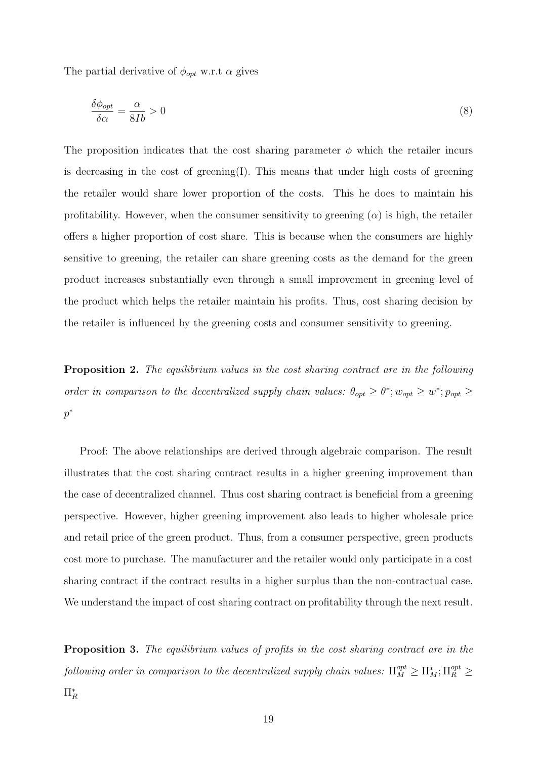The partial derivative of $\phi_{opt}$ w.r.t $\alpha$ gives

$$\frac{\delta \phi_{opt}}{\delta \alpha} = \frac{\alpha}{8Ib} > 0 \tag{8}$$

The proposition indicates that the cost sharing parameter $\phi$ which the retailer incurs is decreasing in the cost of greening(I). This means that under high costs of greening the retailer would share lower proportion of the costs. This he does to maintain his profitability. However, when the consumer sensitivity to greening ($\alpha$) is high, the retailer offers a higher proportion of cost share. This is because when the consumers are highly sensitive to greening, the retailer can share greening costs as the demand for the green product increases substantially even through a small improvement in greening level of the product which helps the retailer maintain his profits. Thus, cost sharing decision by the retailer is influenced by the greening costs and consumer sensitivity to greening.

**Proposition 2.** *The equilibrium values in the cost sharing contract are in the following order in comparison to the decentralized supply chain values:* $\theta_{opt} \geq \theta^{*}; w_{opt} \geq w^{*}; p_{opt} \geq p^{*}$

Proof: The above relationships are derived through algebraic comparison. The result illustrates that the cost sharing contract results in a higher greening improvement than the case of decentralized channel. Thus cost sharing contract is beneficial from a greening perspective. However, higher greening improvement also leads to higher wholesale price and retail price of the green product. Thus, from a consumer perspective, green products cost more to purchase. The manufacturer and the retailer would only participate in a cost sharing contract if the contract results in a higher surplus than the non-contractual case. We understand the impact of cost sharing contract on profitability through the next result.

**Proposition 3.** *The equilibrium values of profits in the cost sharing contract are in the following order in comparison to the decentralized supply chain values:* $\Pi_{M}^{opt} \geq \Pi_{M}^{*}; \Pi_{R}^{opt} \geq \Pi_{R}^{*}$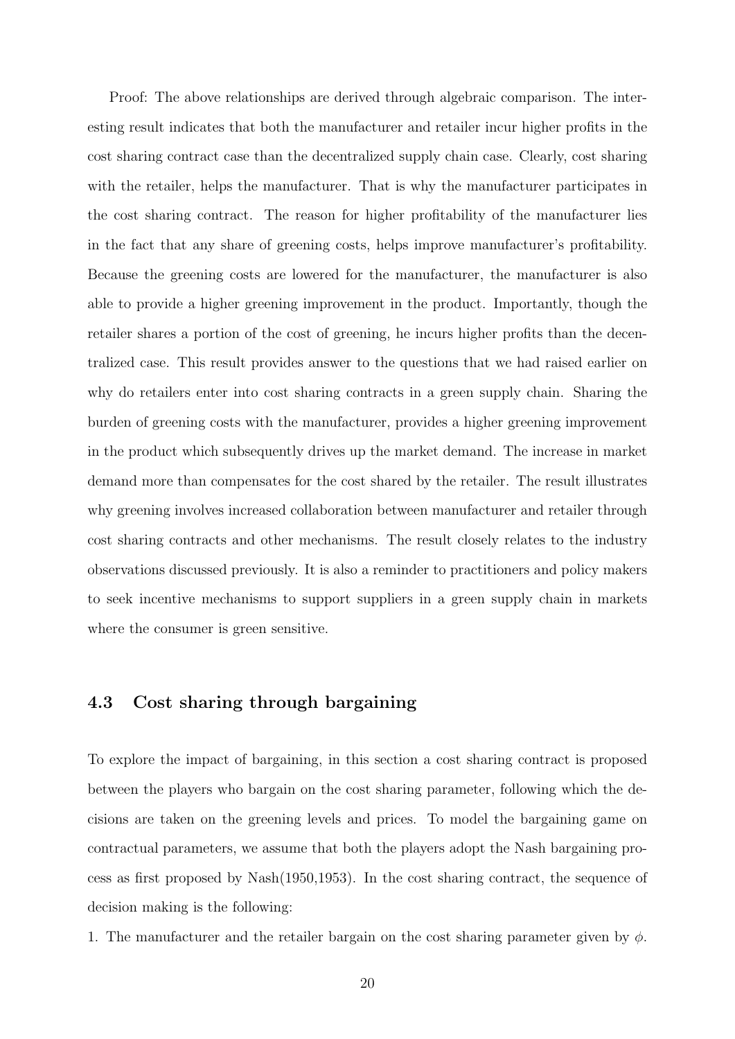Proof: The above relationships are derived through algebraic comparison. The interesting result indicates that both the manufacturer and retailer incur higher profits in the cost sharing contract case than the decentralized supply chain case. Clearly, cost sharing with the retailer, helps the manufacturer. That is why the manufacturer participates in the cost sharing contract. The reason for higher profitability of the manufacturer lies in the fact that any share of greening costs, helps improve manufacturer's profitability. Because the greening costs are lowered for the manufacturer, the manufacturer is also able to provide a higher greening improvement in the product. Importantly, though the retailer shares a portion of the cost of greening, he incurs higher profits than the decentralized case. This result provides answer to the questions that we had raised earlier on why do retailers enter into cost sharing contracts in a green supply chain. Sharing the burden of greening costs with the manufacturer, provides a higher greening improvement in the product which subsequently drives up the market demand. The increase in market demand more than compensates for the cost shared by the retailer. The result illustrates why greening involves increased collaboration between manufacturer and retailer through cost sharing contracts and other mechanisms. The result closely relates to the industry observations discussed previously. It is also a reminder to practitioners and policy makers to seek incentive mechanisms to support suppliers in a green supply chain in markets where the consumer is green sensitive.

## 4.3 Cost sharing through bargaining

To explore the impact of bargaining, in this section a cost sharing contract is proposed between the players who bargain on the cost sharing parameter, following which the decisions are taken on the greening levels and prices. To model the bargaining game on contractual parameters, we assume that both the players adopt the Nash bargaining process as first proposed by Nash(1950,1953). In the cost sharing contract, the sequence of decision making is the following:

1. The manufacturer and the retailer bargain on the cost sharing parameter given by $\phi$.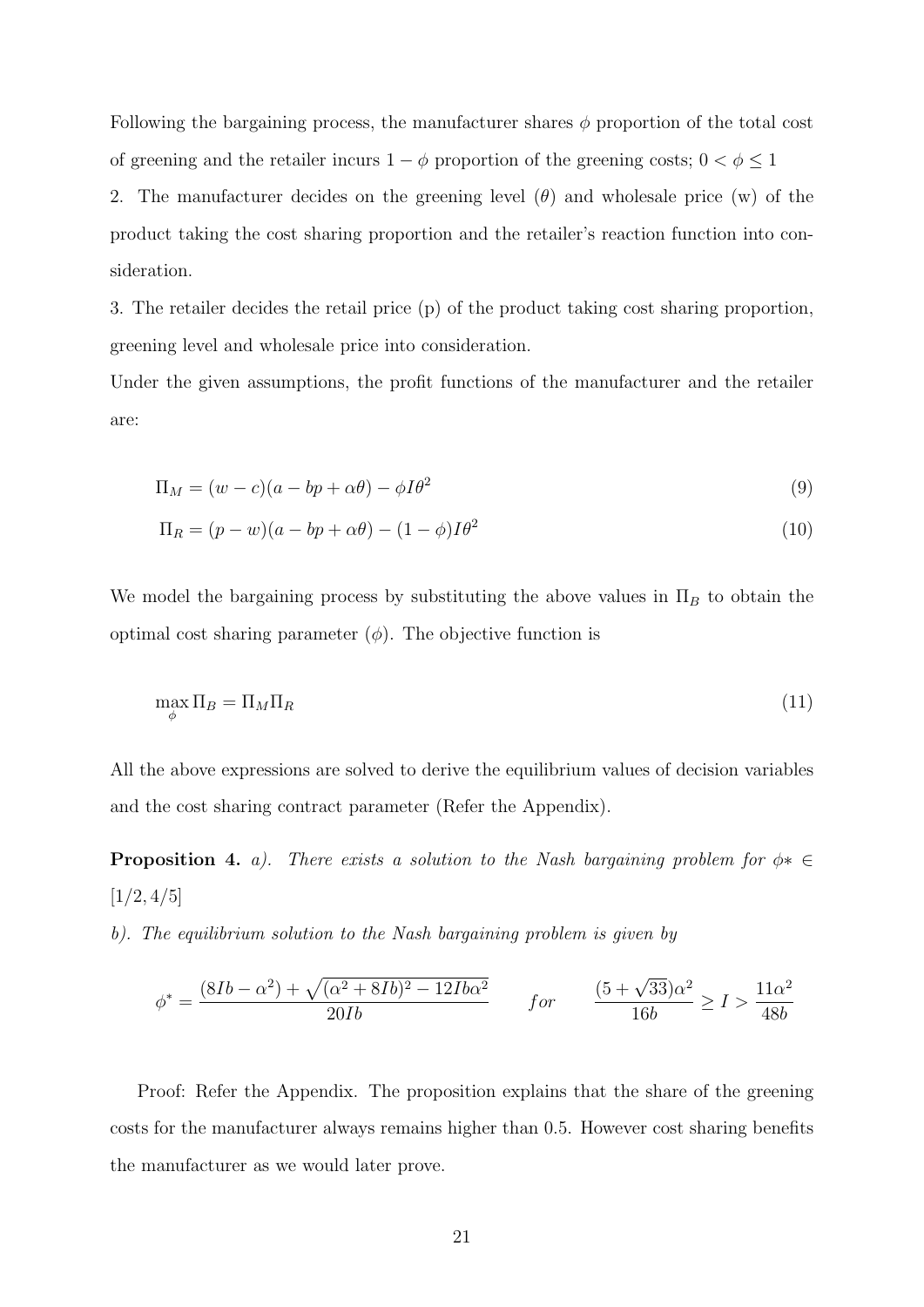Following the bargaining process, the manufacturer shares $\phi$ proportion of the total cost of greening and the retailer incurs $1-\phi$ proportion of the greening costs; $0 < \phi \leq 1$

2. The manufacturer decides on the greening level ($\theta$) and wholesale price (w) of the product taking the cost sharing proportion and the retailer's reaction function into consideration.

3. The retailer decides the retail price (p) of the product taking cost sharing proportion, greening level and wholesale price into consideration.

Under the given assumptions, the profit functions of the manufacturer and the retailer are:

$$\Pi_M = (w-c)(a - bp + \alpha\theta) - \phi I \theta^2 \tag{9}$$

$$\Pi_R = (p-w)(a - bp + \alpha\theta) - (1-\phi) I \theta^2 \tag{10}$$

We model the bargaining process by substituting the above values in $\Pi_B$ to obtain the optimal cost sharing parameter ($\phi$). The objective function is

$$\max_{\phi} \Pi_B = \Pi_M \Pi_R \tag{11}$$

All the above expressions are solved to derive the equilibrium values of decision variables and the cost sharing contract parameter (Refer the Appendix).

**Proposition 4.** *a). There exists a solution to the Nash bargaining problem for* $\phi* \in [1/2, 4/5]$

*b). The equilibrium solution to the Nash bargaining problem is given by*

$$\phi^* = \frac{(8Ib - \alpha^2) + \sqrt{(\alpha^2 + 8Ib)^2 - 12Ib\alpha^2}}{20Ib} \qquad for \qquad \frac{(5+\sqrt{33})\alpha^2}{16b} \geq I > \frac{11\alpha^2}{48b}$$

Proof: Refer the Appendix. The proposition explains that the share of the greening costs for the manufacturer always remains higher than 0.5. However cost sharing benefits the manufacturer as we would later prove.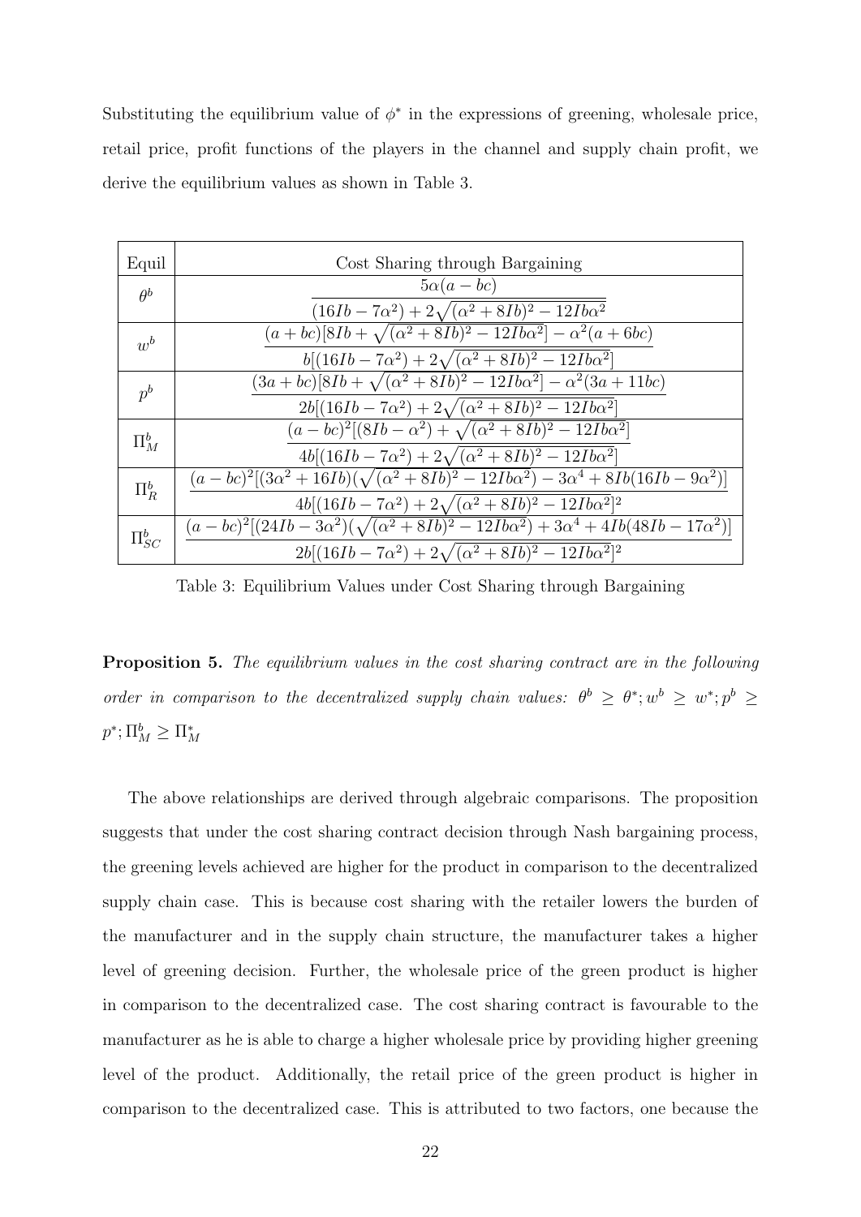Substituting the equilibrium value of $\phi^*$ in the expressions of greening, wholesale price, retail price, profit functions of the players in the channel and supply chain profit, we derive the equilibrium values as shown in Table 3.

| Equil | Cost Sharing through Bargaining |
|---|---|
| $\theta^b$ | $\dfrac{5\alpha(a-bc)}{(16Ib-7\alpha^2)+2\sqrt{(\alpha^2+8Ib)^2-12Ib\alpha^2}}$ |
| $w^b$ | $\dfrac{(a+bc)[8Ib+\sqrt{(\alpha^2+8Ib)^2-12Ib\alpha^2}]-\alpha^2(a+6bc)}{b[(16Ib-7\alpha^2)+2\sqrt{(\alpha^2+8Ib)^2-12Ib\alpha^2}]}$ |
| $p^b$ | $\dfrac{(3a+bc)[8Ib+\sqrt{(\alpha^2+8Ib)^2-12Ib\alpha^2}]-\alpha^2(3a+11bc)}{2b[(16Ib-7\alpha^2)+2\sqrt{(\alpha^2+8Ib)^2-12Ib\alpha^2}]}$ |
| $\Pi_M^b$ | $\dfrac{(a-bc)^2[(8Ib-\alpha^2)+\sqrt{(\alpha^2+8Ib)^2-12Ib\alpha^2}]}{4b[(16Ib-7\alpha^2)+2\sqrt{(\alpha^2+8Ib)^2-12Ib\alpha^2}]}$ |
| $\Pi_R^b$ | $\dfrac{(a-bc)^2[(3\alpha^2+16Ib)(\sqrt{(\alpha^2+8Ib)^2-12Ib\alpha^2})-3\alpha^4+8Ib(16Ib-9\alpha^2)]}{4b[(16Ib-7\alpha^2)+2\sqrt{(\alpha^2+8Ib)^2-12Ib\alpha^2}]^2}$ |
| $\Pi_{SC}^b$ | $\dfrac{(a-bc)^2[(24Ib-3\alpha^2)(\sqrt{(\alpha^2+8Ib)^2-12Ib\alpha^2})+3\alpha^4+4Ib(48Ib-17\alpha^2)]}{2b[(16Ib-7\alpha^2)+2\sqrt{(\alpha^2+8Ib)^2-12Ib\alpha^2}]^2}$ |

Table 3: Equilibrium Values under Cost Sharing through Bargaining

**Proposition 5.** *The equilibrium values in the cost sharing contract are in the following order in comparison to the decentralized supply chain values:* $\theta^b \geq \theta^*; w^b \geq w^*; p^b \geq p^*; \Pi_M^b \geq \Pi_M^*$

The above relationships are derived through algebraic comparisons. The proposition suggests that under the cost sharing contract decision through Nash bargaining process, the greening levels achieved are higher for the product in comparison to the decentralized supply chain case. This is because cost sharing with the retailer lowers the burden of the manufacturer and in the supply chain structure, the manufacturer takes a higher level of greening decision. Further, the wholesale price of the green product is higher in comparison to the decentralized case. The cost sharing contract is favourable to the manufacturer as he is able to charge a higher wholesale price by providing higher greening level of the product. Additionally, the retail price of the green product is higher in comparison to the decentralized case. This is attributed to two factors, one because the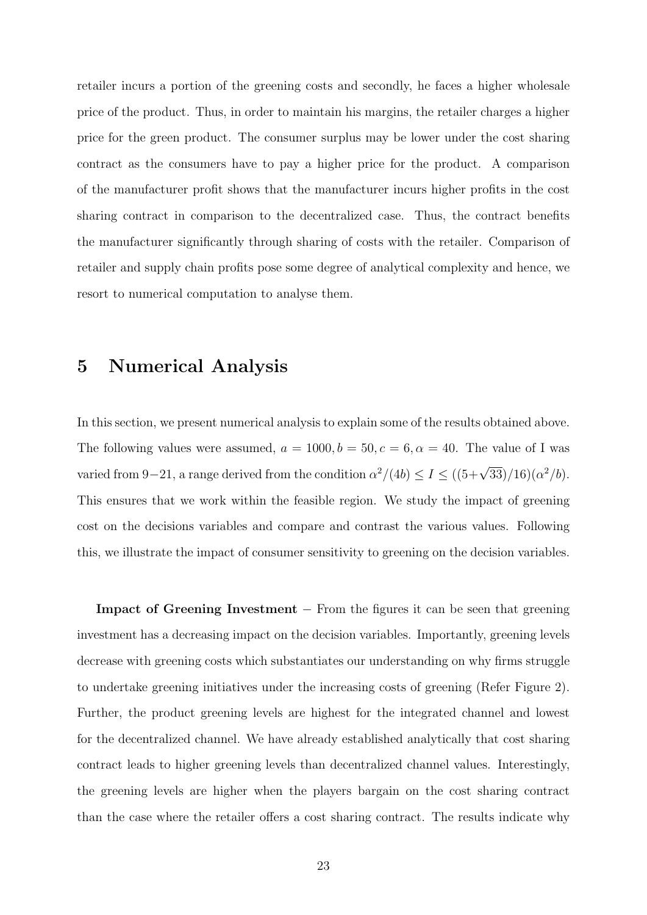retailer incurs a portion of the greening costs and secondly, he faces a higher wholesale price of the product. Thus, in order to maintain his margins, the retailer charges a higher price for the green product. The consumer surplus may be lower under the cost sharing contract as the consumers have to pay a higher price for the product. A comparison of the manufacturer profit shows that the manufacturer incurs higher profits in the cost sharing contract in comparison to the decentralized case. Thus, the contract benefits the manufacturer significantly through sharing of costs with the retailer. Comparison of retailer and supply chain profits pose some degree of analytical complexity and hence, we resort to numerical computation to analyse them.

# 5 Numerical Analysis

In this section, we present numerical analysis to explain some of the results obtained above. The following values were assumed, $a = 1000, b = 50, c = 6, \alpha = 40$. The value of I was varied from $9-21$, a range derived from the condition $\alpha^2/(4b) \leq I \leq ((5+\sqrt{33})/16)(\alpha^2/b)$. This ensures that we work within the feasible region. We study the impact of greening cost on the decisions variables and compare and contrast the various values. Following this, we illustrate the impact of consumer sensitivity to greening on the decision variables.

**Impact of Greening Investment** $-$ From the figures it can be seen that greening investment has a decreasing impact on the decision variables. Importantly, greening levels decrease with greening costs which substantiates our understanding on why firms struggle to undertake greening initiatives under the increasing costs of greening (Refer Figure 2). Further, the product greening levels are highest for the integrated channel and lowest for the decentralized channel. We have already established analytically that cost sharing contract leads to higher greening levels than decentralized channel values. Interestingly, the greening levels are higher when the players bargain on the cost sharing contract than the case where the retailer offers a cost sharing contract. The results indicate why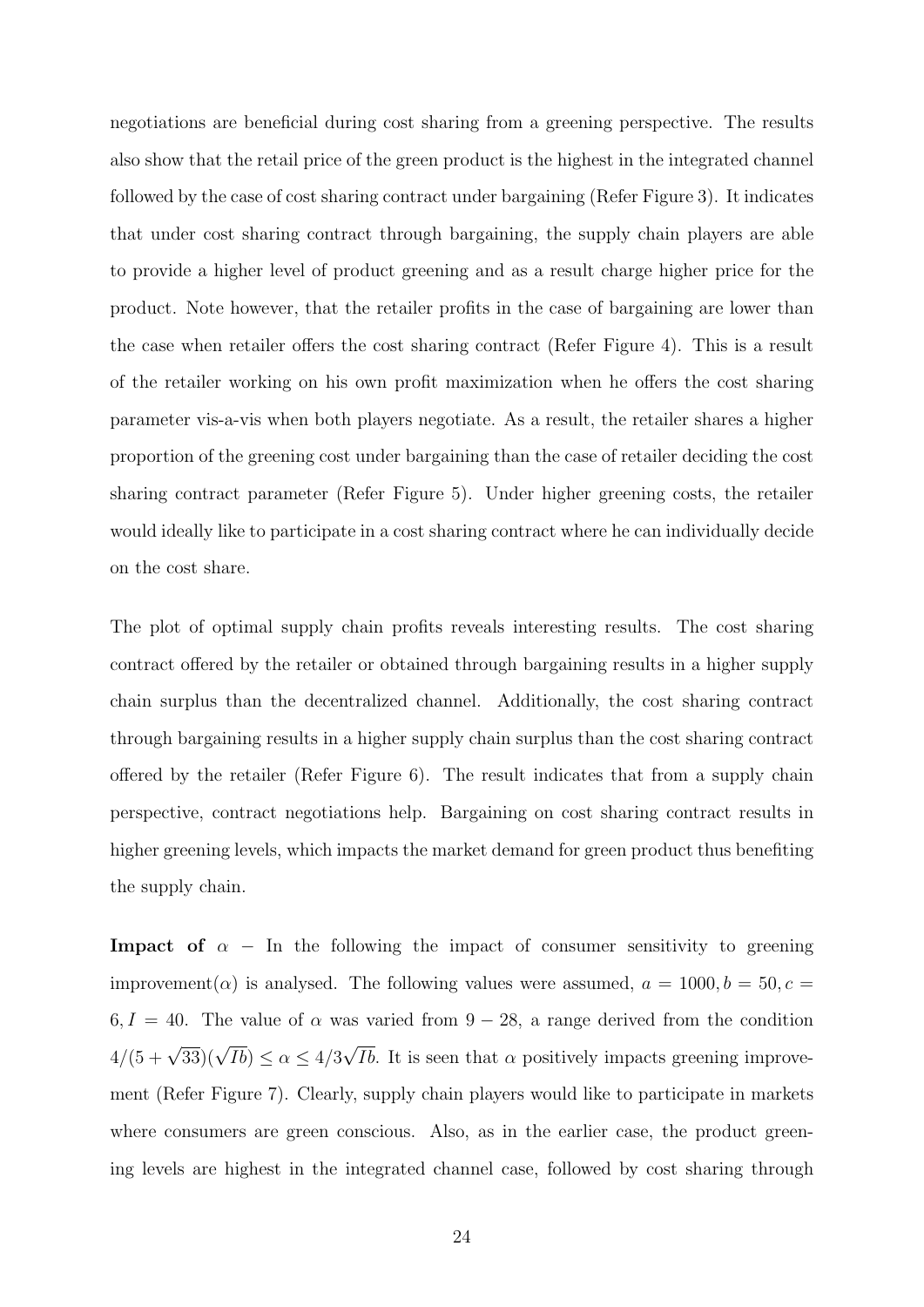negotiations are beneficial during cost sharing from a greening perspective. The results also show that the retail price of the green product is the highest in the integrated channel followed by the case of cost sharing contract under bargaining (Refer Figure 3). It indicates that under cost sharing contract through bargaining, the supply chain players are able to provide a higher level of product greening and as a result charge higher price for the product. Note however, that the retailer profits in the case of bargaining are lower than the case when retailer offers the cost sharing contract (Refer Figure 4). This is a result of the retailer working on his own profit maximization when he offers the cost sharing parameter vis-a-vis when both players negotiate. As a result, the retailer shares a higher proportion of the greening cost under bargaining than the case of retailer deciding the cost sharing contract parameter (Refer Figure 5). Under higher greening costs, the retailer would ideally like to participate in a cost sharing contract where he can individually decide on the cost share.

The plot of optimal supply chain profits reveals interesting results. The cost sharing contract offered by the retailer or obtained through bargaining results in a higher supply chain surplus than the decentralized channel. Additionally, the cost sharing contract through bargaining results in a higher supply chain surplus than the cost sharing contract offered by the retailer (Refer Figure 6). The result indicates that from a supply chain perspective, contract negotiations help. Bargaining on cost sharing contract results in higher greening levels, which impacts the market demand for green product thus benefiting the supply chain.

**Impact of** $\alpha$ **–** In the following the impact of consumer sensitivity to greening improvement($\alpha$) is analysed. The following values were assumed, $a = 1000, b = 50, c = 6, I = 40$. The value of $\alpha$ was varied from $9 - 28$, a range derived from the condition $4/(5+\sqrt{33})(\sqrt{Ib}) \leq \alpha \leq 4/3\sqrt{Ib}$. It is seen that $\alpha$ positively impacts greening improvement (Refer Figure 7). Clearly, supply chain players would like to participate in markets where consumers are green conscious. Also, as in the earlier case, the product greening levels are highest in the integrated channel case, followed by cost sharing through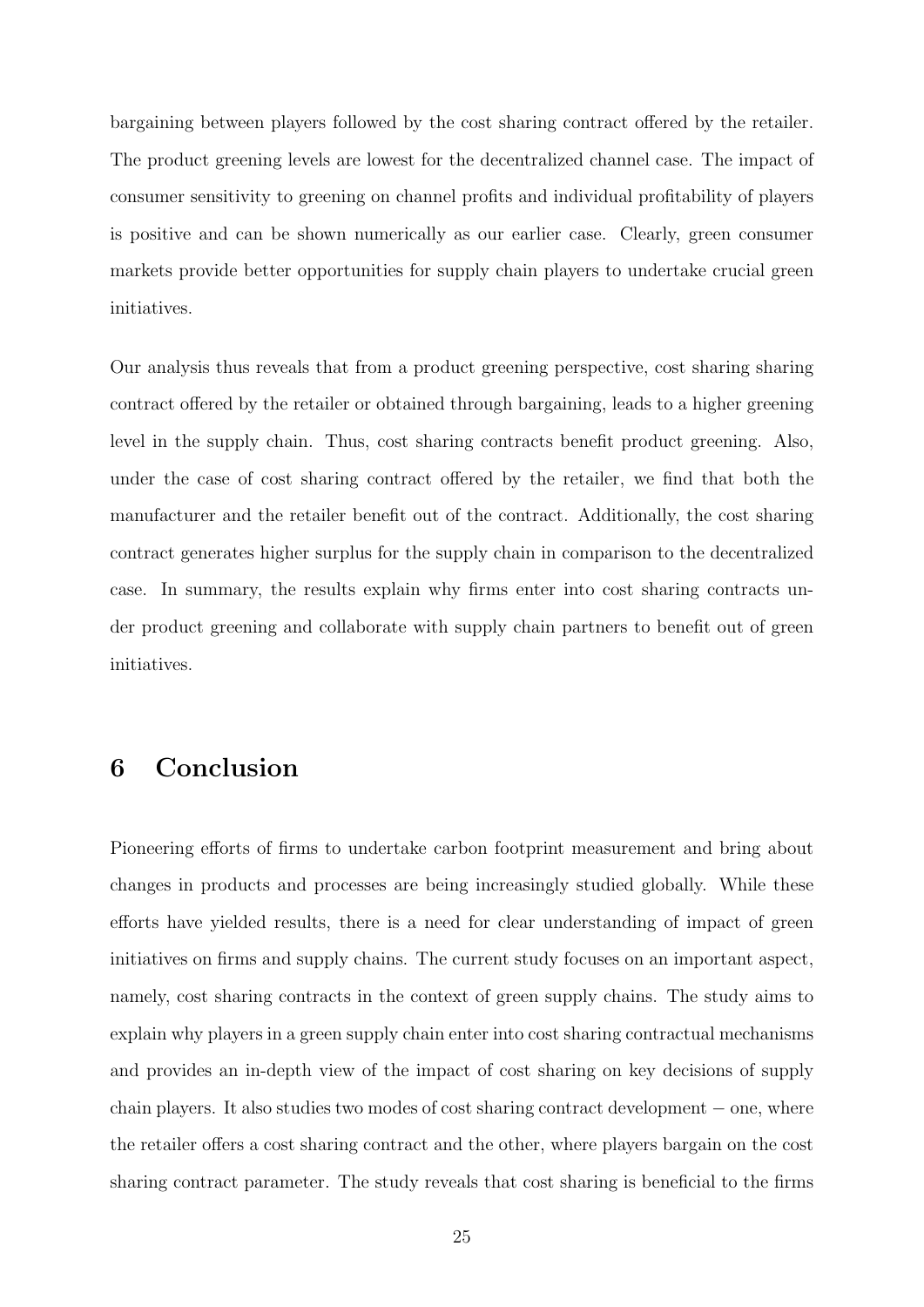bargaining between players followed by the cost sharing contract offered by the retailer. The product greening levels are lowest for the decentralized channel case. The impact of consumer sensitivity to greening on channel profits and individual profitability of players is positive and can be shown numerically as our earlier case. Clearly, green consumer markets provide better opportunities for supply chain players to undertake crucial green initiatives.

Our analysis thus reveals that from a product greening perspective, cost sharing sharing contract offered by the retailer or obtained through bargaining, leads to a higher greening level in the supply chain. Thus, cost sharing contracts benefit product greening. Also, under the case of cost sharing contract offered by the retailer, we find that both the manufacturer and the retailer benefit out of the contract. Additionally, the cost sharing contract generates higher surplus for the supply chain in comparison to the decentralized case. In summary, the results explain why firms enter into cost sharing contracts under product greening and collaborate with supply chain partners to benefit out of green initiatives.

# 6 Conclusion

Pioneering efforts of firms to undertake carbon footprint measurement and bring about changes in products and processes are being increasingly studied globally. While these efforts have yielded results, there is a need for clear understanding of impact of green initiatives on firms and supply chains. The current study focuses on an important aspect, namely, cost sharing contracts in the context of green supply chains. The study aims to explain why players in a green supply chain enter into cost sharing contractual mechanisms and provides an in-depth view of the impact of cost sharing on key decisions of supply chain players. It also studies two modes of cost sharing contract development − one, where the retailer offers a cost sharing contract and the other, where players bargain on the cost sharing contract parameter. The study reveals that cost sharing is beneficial to the firms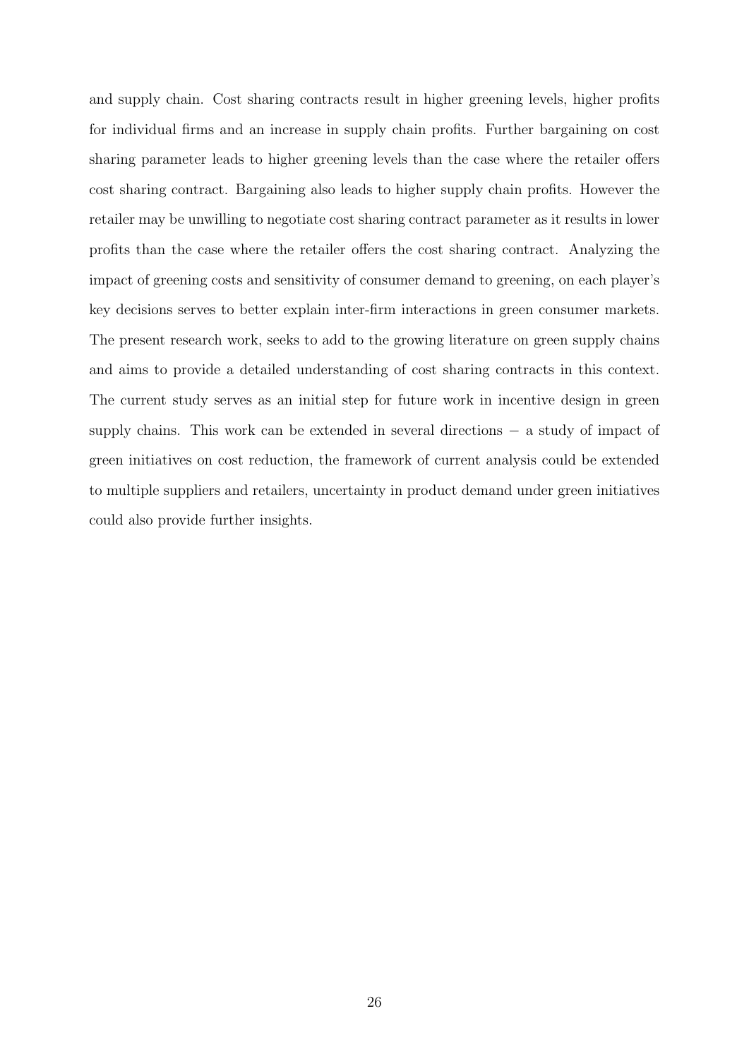and supply chain. Cost sharing contracts result in higher greening levels, higher profits for individual firms and an increase in supply chain profits. Further bargaining on cost sharing parameter leads to higher greening levels than the case where the retailer offers cost sharing contract. Bargaining also leads to higher supply chain profits. However the retailer may be unwilling to negotiate cost sharing contract parameter as it results in lower profits than the case where the retailer offers the cost sharing contract. Analyzing the impact of greening costs and sensitivity of consumer demand to greening, on each player's key decisions serves to better explain inter-firm interactions in green consumer markets. The present research work, seeks to add to the growing literature on green supply chains and aims to provide a detailed understanding of cost sharing contracts in this context. The current study serves as an initial step for future work in incentive design in green supply chains. This work can be extended in several directions − a study of impact of green initiatives on cost reduction, the framework of current analysis could be extended to multiple suppliers and retailers, uncertainty in product demand under green initiatives could also provide further insights.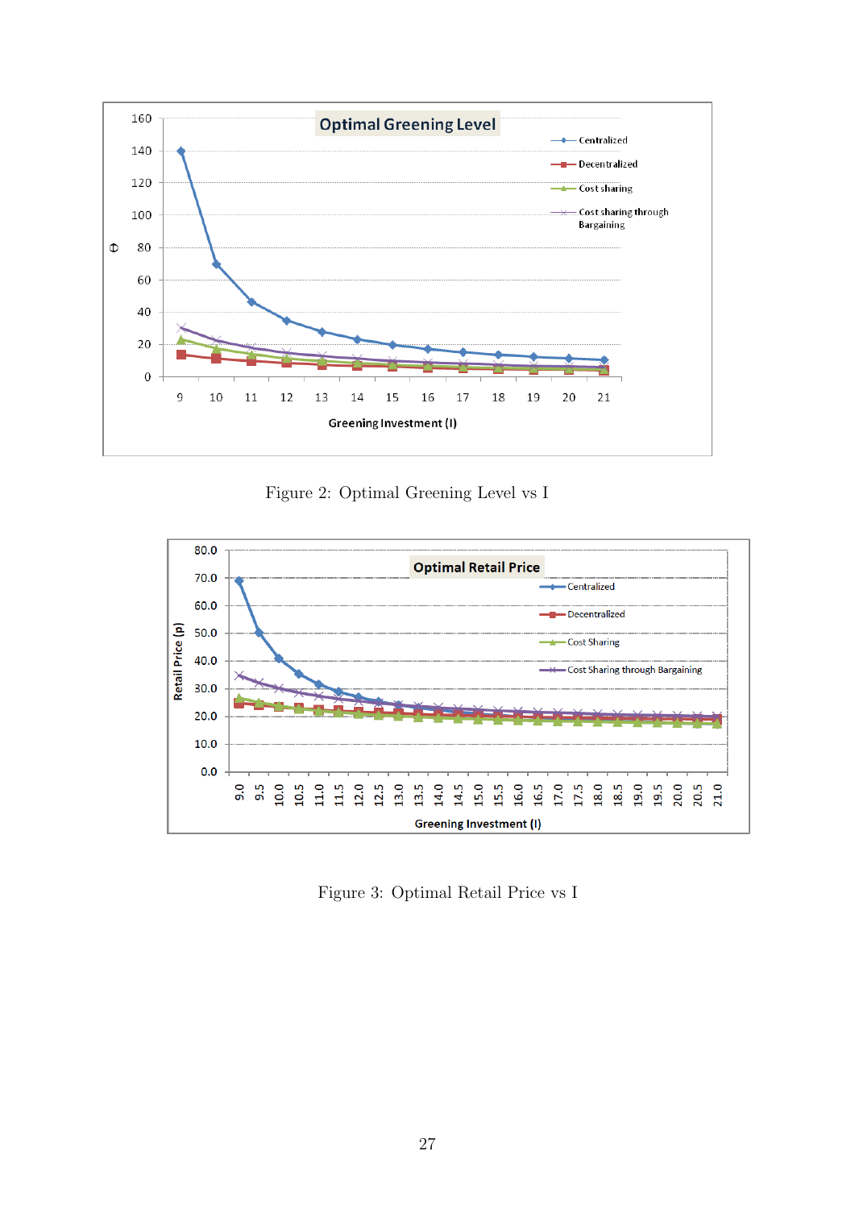Figure 2: Optimal Greening Level vs I

Figure 3: Optimal Retail Price vs I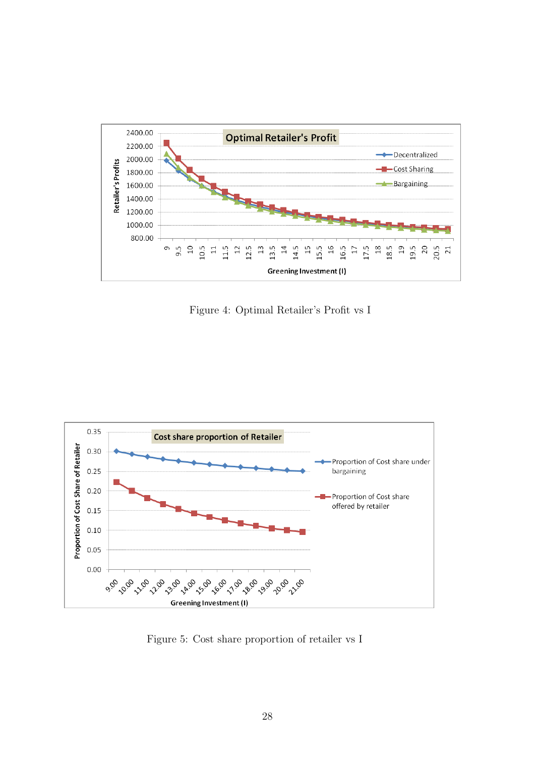Figure 4: Optimal Retailer's Profit vs I

Figure 5: Cost share proportion of retailer vs I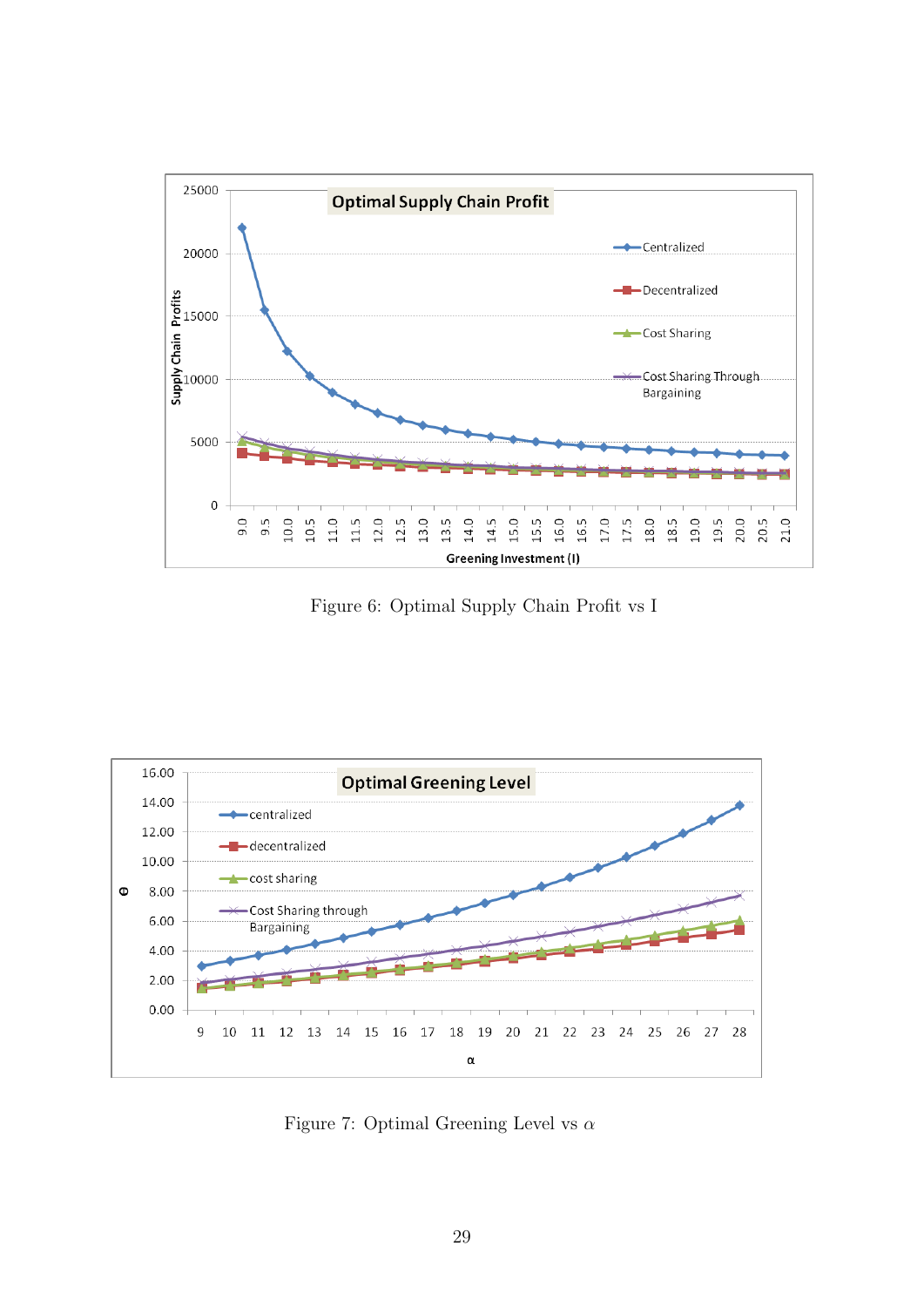Figure 6: Optimal Supply Chain Profit vs I

Figure 7: Optimal Greening Level vs $\alpha$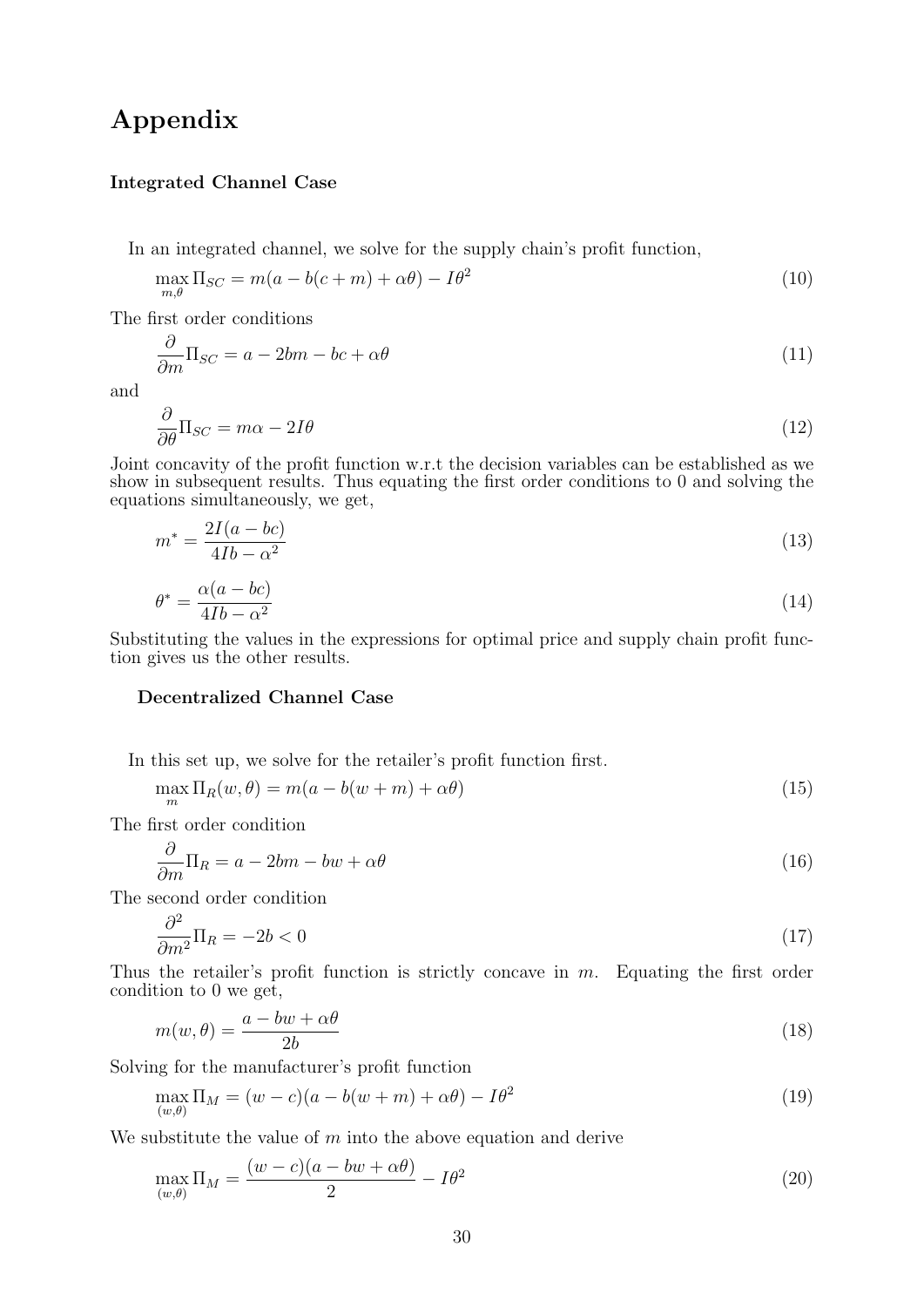# Appendix

### Integrated Channel Case

In an integrated channel, we solve for the supply chain's profit function,

$$\max_{m,\theta} \Pi_{SC} = m(a - b(c+m) + \alpha\theta) - I\theta^2 \tag{10}$$

The first order conditions

$$\frac{\partial}{\partial m}\Pi_{SC} = a - 2bm - bc + \alpha\theta \tag{11}$$

and

$$\frac{\partial}{\partial \theta}\Pi_{SC} = m\alpha - 2I\theta \tag{12}$$

Joint concavity of the profit function w.r.t the decision variables can be established as we show in subsequent results. Thus equating the first order conditions to 0 and solving the equations simultaneously, we get,

$$m^* = \frac{2I(a - bc)}{4Ib - \alpha^2} \tag{13}$$

$$\theta^* = \frac{\alpha(a - bc)}{4Ib - \alpha^2} \tag{14}$$

Substituting the values in the expressions for optimal price and supply chain profit function gives us the other results.

### Decentralized Channel Case

In this set up, we solve for the retailer's profit function first.

$$\max_{m} \Pi_R(w, \theta) = m(a - b(w+m) + \alpha\theta) \tag{15}$$

The first order condition

$$\frac{\partial}{\partial m}\Pi_R = a - 2bm - bw + \alpha\theta \tag{16}$$

The second order condition

$$\frac{\partial^2}{\partial m^2}\Pi_R = -2b < 0 \tag{17}$$

Thus the retailer's profit function is strictly concave in $m$. Equating the first order condition to 0 we get,

$$m(w, \theta) = \frac{a - bw + \alpha\theta}{2b} \tag{18}$$

Solving for the manufacturer's profit function

$$\max_{(w,\theta)} \Pi_M = (w - c)(a - b(w+m) + \alpha\theta) - I\theta^2 \tag{19}$$

We substitute the value of $m$ into the above equation and derive

$$\max_{(w,\theta)} \Pi_M = \frac{(w - c)(a - bw + \alpha\theta)}{2} - I\theta^2 \tag{20}$$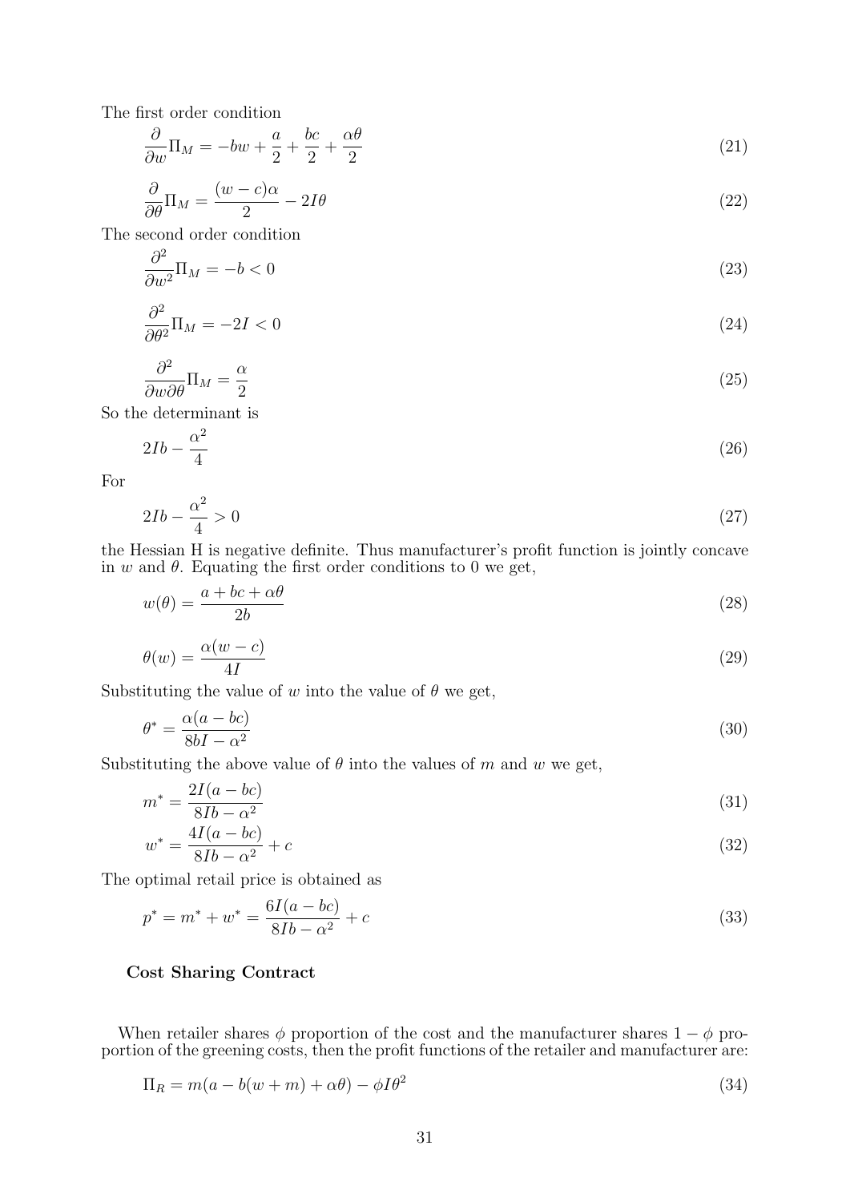The first order condition

$$\frac{\partial}{\partial w}\Pi_M = -bw + \frac{a}{2} + \frac{bc}{2} + \frac{\alpha\theta}{2} \tag{21}$$

$$\frac{\partial}{\partial \theta}\Pi_M = \frac{(w-c)\alpha}{2} - 2I\theta \tag{22}$$

The second order condition

$$\frac{\partial^2}{\partial w^2}\Pi_M = -b < 0 \tag{23}$$

$$\frac{\partial^2}{\partial \theta^2}\Pi_M = -2I < 0 \tag{24}$$

$$\frac{\partial^2}{\partial w \partial \theta}\Pi_M = \frac{\alpha}{2} \tag{25}$$

So the determinant is

$$2Ib - \frac{\alpha^2}{4} \tag{26}$$

For

$$2Ib - \frac{\alpha^2}{4} > 0 \tag{27}$$

the Hessian H is negative definite. Thus manufacturer's profit function is jointly concave in $w$ and $\theta$. Equating the first order conditions to 0 we get,

$$w(\theta) = \frac{a + bc + \alpha\theta}{2b} \tag{28}$$

$$\theta(w) = \frac{\alpha(w-c)}{4I} \tag{29}$$

Substituting the value of $w$ into the value of $\theta$ we get,

$$\theta^* = \frac{\alpha(a - bc)}{8bI - \alpha^2} \tag{30}$$

Substituting the above value of $\theta$ into the values of $m$ and $w$ we get,

$$m^* = \frac{2I(a - bc)}{8Ib - \alpha^2} \tag{31}$$

$$w^* = \frac{4I(a - bc)}{8Ib - \alpha^2} + c \tag{32}$$

The optimal retail price is obtained as

$$p^* = m^* + w^* = \frac{6I(a - bc)}{8Ib - \alpha^2} + c \tag{33}$$

**Cost Sharing Contract**

When retailer shares $\phi$ proportion of the cost and the manufacturer shares $1 - \phi$ proportion of the greening costs, then the profit functions of the retailer and manufacturer are:

$$\Pi_R = m(a - b(w + m) + \alpha\theta) - \phi I\theta^2 \tag{34}$$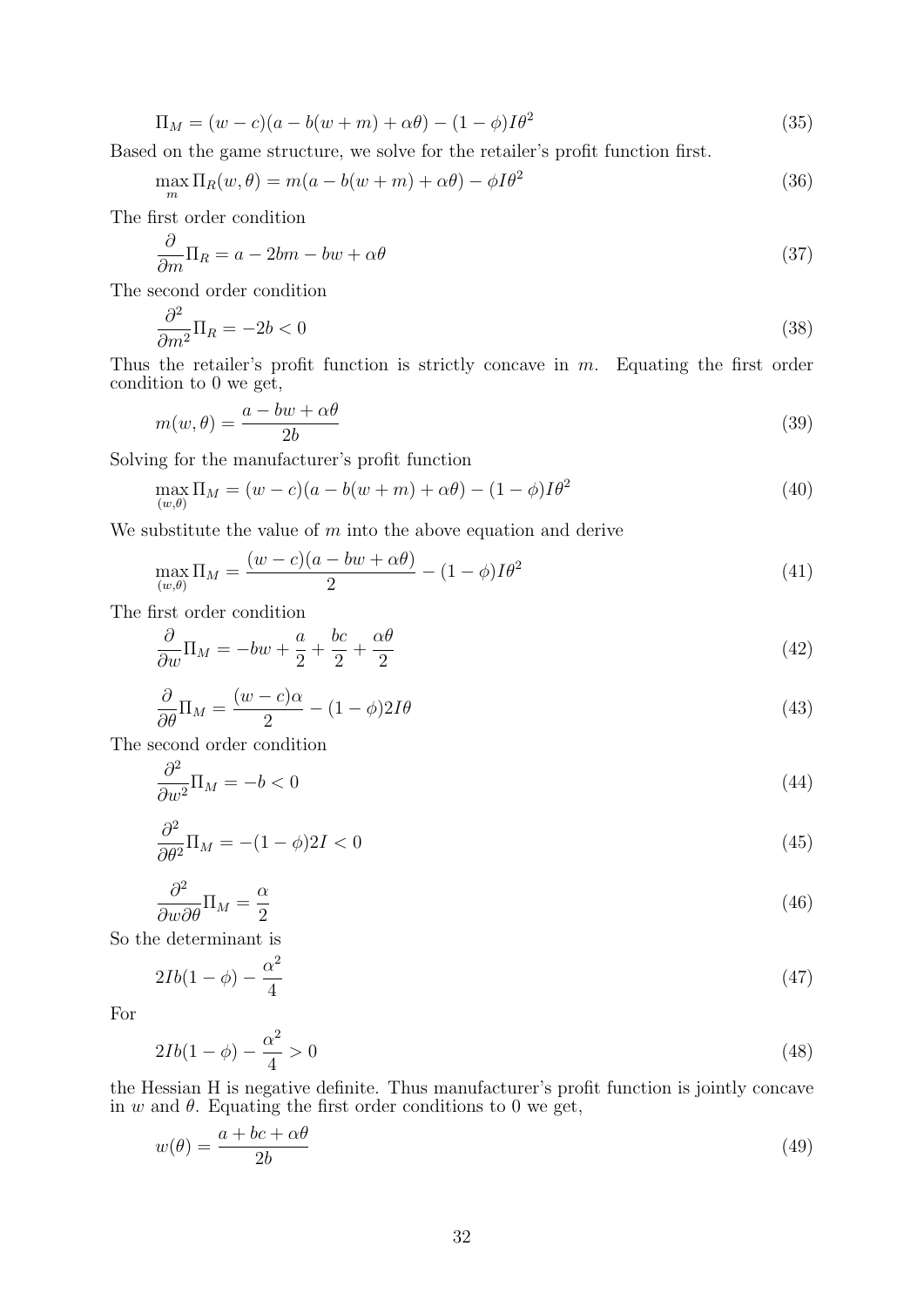$$\Pi_M = (w - c)(a - b(w + m) + \alpha\theta) - (1 - \phi)I\theta^2 \tag{35}$$

Based on the game structure, we solve for the retailer's profit function first.

$$\max_m \Pi_R(w, \theta) = m(a - b(w + m) + \alpha\theta) - \phi I\theta^2 \tag{36}$$

The first order condition

$$\frac{\partial}{\partial m}\Pi_R = a - 2bm - bw + \alpha\theta \tag{37}$$

The second order condition

$$\frac{\partial^2}{\partial m^2}\Pi_R = -2b < 0 \tag{38}$$

Thus the retailer's profit function is strictly concave in $m$. Equating the first order condition to 0 we get,

$$m(w, \theta) = \frac{a - bw + \alpha\theta}{2b} \tag{39}$$

Solving for the manufacturer's profit function

$$\max_{(w,\theta)} \Pi_M = (w - c)(a - b(w + m) + \alpha\theta) - (1 - \phi)I\theta^2 \tag{40}$$

We substitute the value of $m$ into the above equation and derive

$$\max_{(w,\theta)} \Pi_M = \frac{(w - c)(a - bw + \alpha\theta)}{2} - (1 - \phi)I\theta^2 \tag{41}$$

The first order condition

$$\frac{\partial}{\partial w}\Pi_M = -bw + \frac{a}{2} + \frac{bc}{2} + \frac{\alpha\theta}{2} \tag{42}$$

$$\frac{\partial}{\partial \theta}\Pi_M = \frac{(w - c)\alpha}{2} - (1 - \phi)2I\theta \tag{43}$$

The second order condition

$$\frac{\partial^2}{\partial w^2}\Pi_M = -b < 0 \tag{44}$$

$$\frac{\partial^2}{\partial \theta^2}\Pi_M = -(1 - \phi)2I < 0 \tag{45}$$

$$\frac{\partial^2}{\partial w \partial \theta}\Pi_M = \frac{\alpha}{2} \tag{46}$$

So the determinant is

$$2Ib(1 - \phi) - \frac{\alpha^2}{4} \tag{47}$$

For

$$2Ib(1 - \phi) - \frac{\alpha^2}{4} > 0 \tag{48}$$

the Hessian H is negative definite. Thus manufacturer's profit function is jointly concave in $w$ and $\theta$. Equating the first order conditions to 0 we get,

$$w(\theta) = \frac{a + bc + \alpha\theta}{2b} \tag{49}$$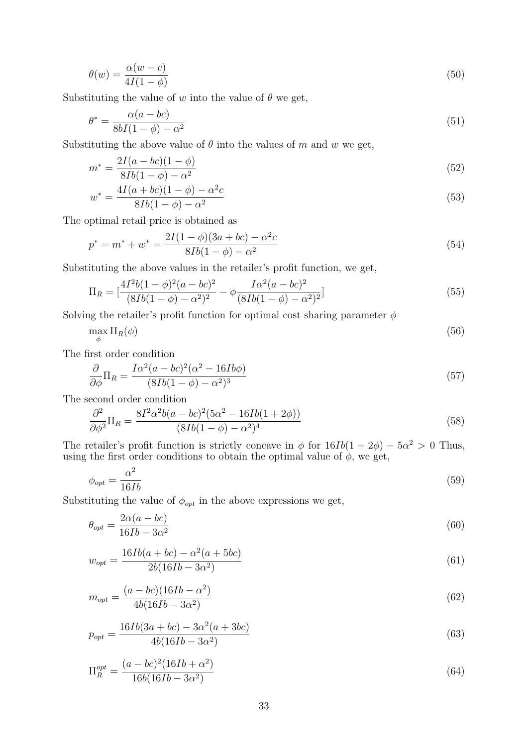$$\theta(w) = \frac{\alpha(w-c)}{4I(1-\phi)} \tag{50}$$

Substituting the value of $w$ into the value of $\theta$ we get,

$$\theta^* = \frac{\alpha(a-bc)}{8bI(1-\phi)-\alpha^2} \tag{51}$$

Substituting the above value of $\theta$ into the values of $m$ and $w$ we get,

$$m^* = \frac{2I(a-bc)(1-\phi)}{8Ib(1-\phi)-\alpha^2} \tag{52}$$

$$w^* = \frac{4I(a+bc)(1-\phi)-\alpha^2 c}{8Ib(1-\phi)-\alpha^2} \tag{53}$$

The optimal retail price is obtained as

$$p^* = m^* + w^* = \frac{2I(1-\phi)(3a+bc)-\alpha^2 c}{8Ib(1-\phi)-\alpha^2} \tag{54}$$

Substituting the above values in the retailer's profit function, we get,

$$\Pi_R = [\frac{4I^2 b(1-\phi)^2(a-bc)^2}{(8Ib(1-\phi)-\alpha^2)^2} - \phi\frac{I\alpha^2(a-bc)^2}{(8Ib(1-\phi)-\alpha^2)^2}] \tag{55}$$

Solving the retailer's profit function for optimal cost sharing parameter $\phi$

$$\max_{\phi} \Pi_R(\phi) \tag{56}$$

The first order condition

$$\frac{\partial}{\partial\phi}\Pi_R = \frac{I\alpha^2(a-bc)^2(\alpha^2-16Ib\phi)}{(8Ib(1-\phi)-\alpha^2)^3} \tag{57}$$

The second order condition

$$\frac{\partial^2}{\partial\phi^2}\Pi_R = \frac{8I^2\alpha^2 b(a-bc)^2(5\alpha^2-16Ib(1+2\phi))}{(8Ib(1-\phi)-\alpha^2)^4} \tag{58}$$

The retailer's profit function is strictly concave in $\phi$ for $16Ib(1+2\phi)-5\alpha^2 > 0$ Thus, using the first order conditions to obtain the optimal value of $\phi$, we get,

$$\phi_{opt} = \frac{\alpha^2}{16Ib} \tag{59}$$

Substituting the value of $\phi_{opt}$ in the above expressions we get,

$$\theta_{opt} = \frac{2\alpha(a-bc)}{16Ib-3\alpha^2} \tag{60}$$

$$w_{opt} = \frac{16Ib(a+bc)-\alpha^2(a+5bc)}{2b(16Ib-3\alpha^2)} \tag{61}$$

$$m_{opt} = \frac{(a-bc)(16Ib-\alpha^2)}{4b(16Ib-3\alpha^2)} \tag{62}$$

$$p_{opt} = \frac{16Ib(3a+bc)-3\alpha^2(a+3bc)}{4b(16Ib-3\alpha^2)} \tag{63}$$

$$\Pi_R^{opt} = \frac{(a-bc)^2(16Ib+\alpha^2)}{16b(16Ib-3\alpha^2)} \tag{64}$$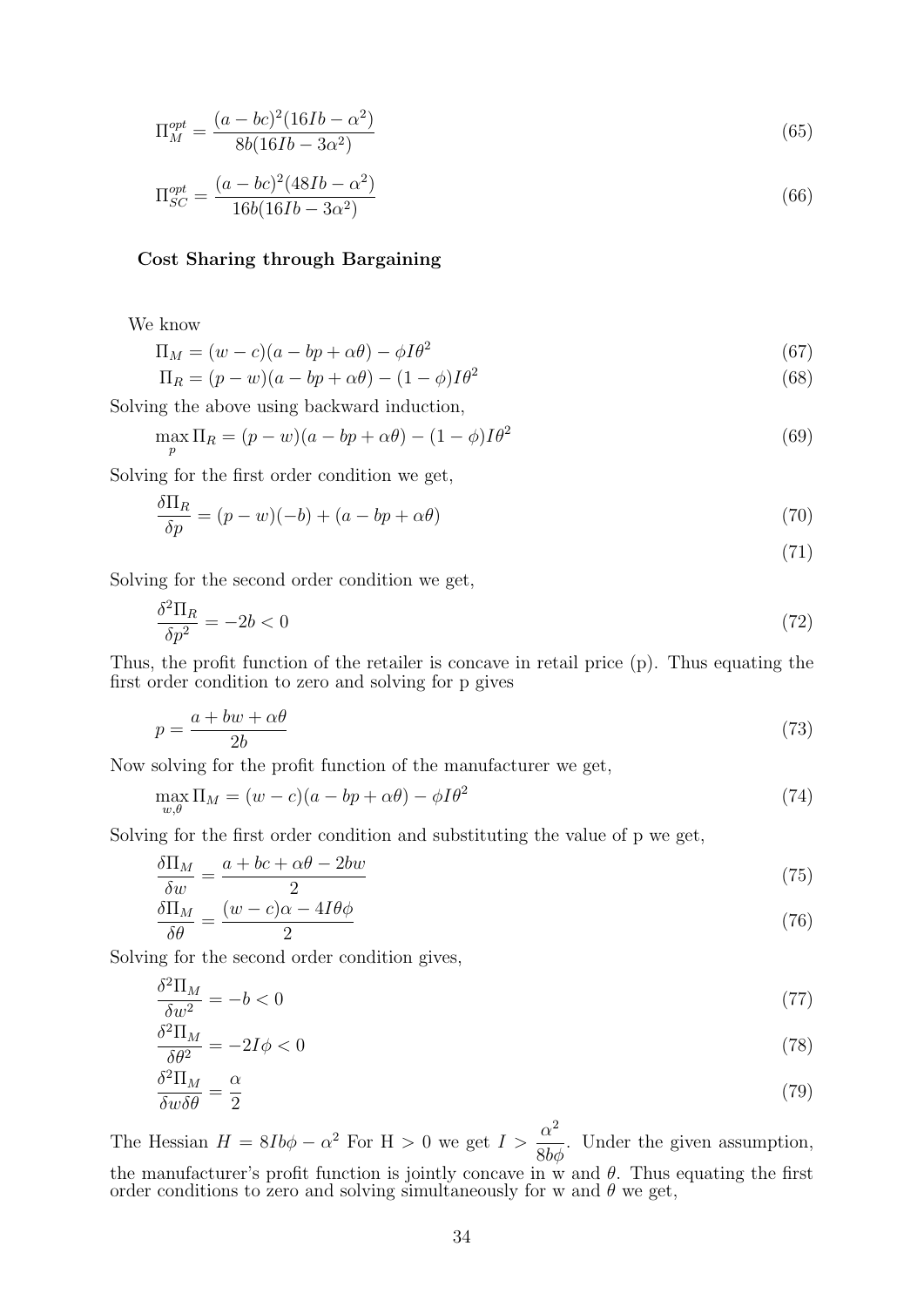$$\Pi_M^{opt} = \frac{(a - bc)^2(16Ib - \alpha^2)}{8b(16Ib - 3\alpha^2)} \tag{65}$$

$$\Pi_{SC}^{opt} = \frac{(a - bc)^2(48Ib - \alpha^2)}{16b(16Ib - 3\alpha^2)} \tag{66}$$

**Cost Sharing through Bargaining**

We know

$$\Pi_M = (w - c)(a - bp + \alpha\theta) - \phi I\theta^2 \tag{67}$$

$$\Pi_R = (p - w)(a - bp + \alpha\theta) - (1 - \phi)I\theta^2 \tag{68}$$

Solving the above using backward induction,

$$\max_p \Pi_R = (p - w)(a - bp + \alpha\theta) - (1 - \phi)I\theta^2 \tag{69}$$

Solving for the first order condition we get,

$$\frac{\delta \Pi_R}{\delta p} = (p - w)(-b) + (a - bp + \alpha\theta) \tag{70}$$

$$\tag{71}$$

Solving for the second order condition we get,

$$\frac{\delta^2 \Pi_R}{\delta p^2} = -2b < 0 \tag{72}$$

Thus, the profit function of the retailer is concave in retail price (p). Thus equating the first order condition to zero and solving for p gives

$$p = \frac{a + bw + \alpha\theta}{2b} \tag{73}$$

Now solving for the profit function of the manufacturer we get,

$$\max_{w,\theta} \Pi_M = (w - c)(a - bp + \alpha\theta) - \phi I\theta^2 \tag{74}$$

Solving for the first order condition and substituting the value of p we get,

$$\frac{\delta \Pi_M}{\delta w} = \frac{a + bc + \alpha\theta - 2bw}{2} \tag{75}$$

$$\frac{\delta \Pi_M}{\delta \theta} = \frac{(w - c)\alpha - 4I\theta\phi}{2} \tag{76}$$

Solving for the second order condition gives,

$$\frac{\delta^2 \Pi_M}{\delta w^2} = -b < 0 \tag{77}$$

$$\frac{\delta^2 \Pi_M}{\delta \theta^2} = -2I\phi < 0 \tag{78}$$

$$\frac{\delta^2 \Pi_M}{\delta w \delta \theta} = \frac{\alpha}{2} \tag{79}$$

The Hessian $H = 8Ib\phi - \alpha^2$ For H > 0 we get $I > \dfrac{\alpha^2}{8b\phi}$. Under the given assumption, the manufacturer's profit function is jointly concave in w and $\theta$. Thus equating the first order conditions to zero and solving simultaneously for w and $\theta$ we get,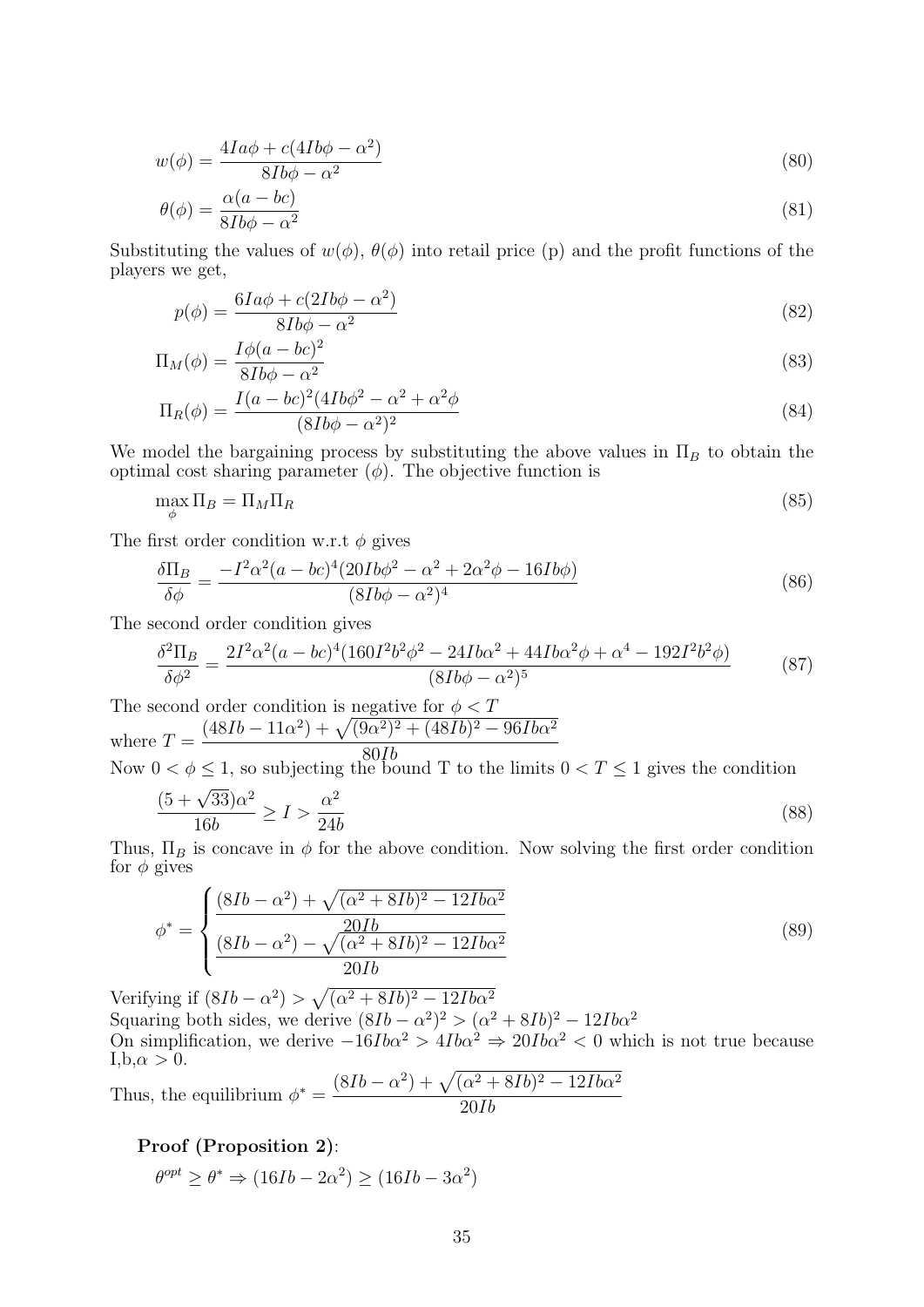$$w(\phi) = \frac{4Ia\phi + c(4Ib\phi - \alpha^2)}{8Ib\phi - \alpha^2} \tag{80}$$

$$\theta(\phi) = \frac{\alpha(a - bc)}{8Ib\phi - \alpha^2} \tag{81}$$

Substituting the values of $w(\phi)$, $\theta(\phi)$ into retail price (p) and the profit functions of the players we get,

$$p(\phi) = \frac{6Ia\phi + c(2Ib\phi - \alpha^2)}{8Ib\phi - \alpha^2} \tag{82}$$

$$\Pi_M(\phi) = \frac{I\phi(a - bc)^2}{8Ib\phi - \alpha^2} \tag{83}$$

$$\Pi_R(\phi) = \frac{I(a - bc)^2(4Ib\phi^2 - \alpha^2 + \alpha^2\phi}{(8Ib\phi - \alpha^2)^2} \tag{84}$$

We model the bargaining process by substituting the above values in $\Pi_B$ to obtain the optimal cost sharing parameter ($\phi$). The objective function is

$$\max_{\phi} \Pi_B = \Pi_M \Pi_R \tag{85}$$

The first order condition w.r.t $\phi$ gives

$$\frac{\delta \Pi_B}{\delta \phi} = \frac{-I^2\alpha^2(a - bc)^4(20Ib\phi^2 - \alpha^2 + 2\alpha^2\phi - 16Ib\phi)}{(8Ib\phi - \alpha^2)^4} \tag{86}$$

The second order condition gives

$$\frac{\delta^2 \Pi_B}{\delta \phi^2} = \frac{2I^2\alpha^2(a - bc)^4(160I^2b^2\phi^2 - 24Ib\alpha^2 + 44Ib\alpha^2\phi + \alpha^4 - 192I^2b^2\phi)}{(8Ib\phi - \alpha^2)^5} \tag{87}$$

The second order condition is negative for $\phi < T$

where $T = \dfrac{(48Ib - 11\alpha^2) + \sqrt{(9\alpha^2)^2 + (48Ib)^2 - 96Ib\alpha^2}}{80Ib}$

Now $0 < \phi \leq 1$, so subjecting the bound T to the limits $0 < T \leq 1$ gives the condition

$$\frac{(5 + \sqrt{33})\alpha^2}{16b} \geq I > \frac{\alpha^2}{24b} \tag{88}$$

Thus, $\Pi_B$ is concave in $\phi$ for the above condition. Now solving the first order condition for $\phi$ gives

$$\phi^* = \begin{cases} \dfrac{(8Ib - \alpha^2) + \sqrt{(\alpha^2 + 8Ib)^2 - 12Ib\alpha^2}}{20Ib} \\ \dfrac{(8Ib - \alpha^2) - \sqrt{(\alpha^2 + 8Ib)^2 - 12Ib\alpha^2}}{20Ib} \end{cases} \tag{89}$$

Verifying if $(8Ib - \alpha^2) > \sqrt{(\alpha^2 + 8Ib)^2 - 12Ib\alpha^2}$

Squaring both sides, we derive $(8Ib - \alpha^2)^2 > (\alpha^2 + 8Ib)^2 - 12Ib\alpha^2$

On simplification, we derive $-16Ib\alpha^2 > 4Ib\alpha^2 \Rightarrow 20Ib\alpha^2 < 0$ which is not true because I,b,$\alpha > 0$.

Thus, the equilibrium $\phi^* = \dfrac{(8Ib - \alpha^2) + \sqrt{(\alpha^2 + 8Ib)^2 - 12Ib\alpha^2}}{20Ib}$

**Proof (Proposition 2)**:

$\theta^{opt} \geq \theta^* \Rightarrow (16Ib - 2\alpha^2) \geq (16Ib - 3\alpha^2)$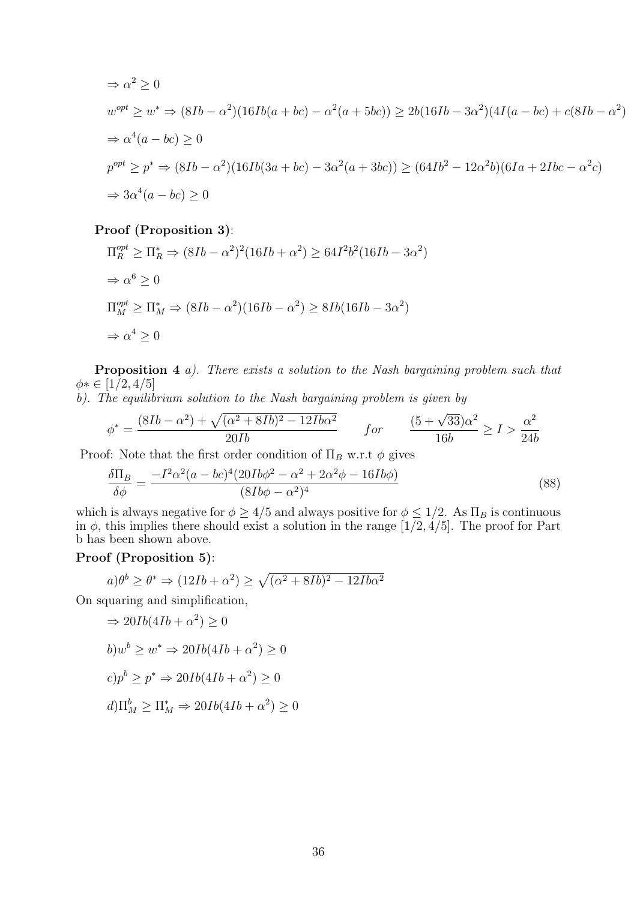$$\Rightarrow \alpha^2 \geq 0$$

$$w^{opt} \geq w^* \Rightarrow (8Ib-\alpha^2)(16Ib(a+bc)-\alpha^2(a+5bc)) \geq 2b(16Ib-3\alpha^2)(4I(a-bc)+c(8Ib-\alpha^2)$$

$$\Rightarrow \alpha^4(a-bc) \geq 0$$

$$p^{opt} \geq p^* \Rightarrow (8Ib-\alpha^2)(16Ib(3a+bc)-3\alpha^2(a+3bc)) \geq (64Ib^2-12\alpha^2 b)(6Ia+2Ibc-\alpha^2 c)$$

$$\Rightarrow 3\alpha^4(a-bc) \geq 0$$

**Proof (Proposition 3)**:

$$\Pi_R^{opt} \geq \Pi_R^* \Rightarrow (8Ib-\alpha^2)^2(16Ib+\alpha^2) \geq 64I^2b^2(16Ib-3\alpha^2)$$

$$\Rightarrow \alpha^6 \geq 0$$

$$\Pi_M^{opt} \geq \Pi_M^* \Rightarrow (8Ib-\alpha^2)(16Ib-\alpha^2) \geq 8Ib(16Ib-3\alpha^2)$$

$$\Rightarrow \alpha^4 \geq 0$$

**Proposition 4** *a). There exists a solution to the Nash bargaining problem such that* $\phi* \in [1/2, 4/5]$
*b). The equilibrium solution to the Nash bargaining problem is given by*

$$\phi^* = \frac{(8Ib-\alpha^2)+\sqrt{(\alpha^2+8Ib)^2-12Ib\alpha^2}}{20Ib} \qquad for \qquad \frac{(5+\sqrt{33})\alpha^2}{16b} \geq I > \frac{\alpha^2}{24b}$$

Proof: Note that the first order condition of $\Pi_B$ w.r.t $\phi$ gives

$$\frac{\delta \Pi_B}{\delta \phi} = \frac{-I^2\alpha^2(a-bc)^4(20Ib\phi^2-\alpha^2+2\alpha^2\phi-16Ib\phi)}{(8Ib\phi-\alpha^2)^4} \tag{88}$$

which is always negative for $\phi \geq 4/5$ and always positive for $\phi \leq 1/2$. As $\Pi_B$ is continuous in $\phi$, this implies there should exist a solution in the range $[1/2, 4/5]$. The proof for Part b has been shown above.

**Proof (Proposition 5)**:

$$a)\theta^b \geq \theta^* \Rightarrow (12Ib+\alpha^2) \geq \sqrt{(\alpha^2+8Ib)^2-12Ib\alpha^2}$$

On squaring and simplification,

$$\Rightarrow 20Ib(4Ib+\alpha^2) \geq 0$$

$$b)w^b \geq w^* \Rightarrow 20Ib(4Ib+\alpha^2) \geq 0$$

$$c)p^b \geq p^* \Rightarrow 20Ib(4Ib+\alpha^2) \geq 0$$

$$d)\Pi_M^b \geq \Pi_M^* \Rightarrow 20Ib(4Ib+\alpha^2) \geq 0$$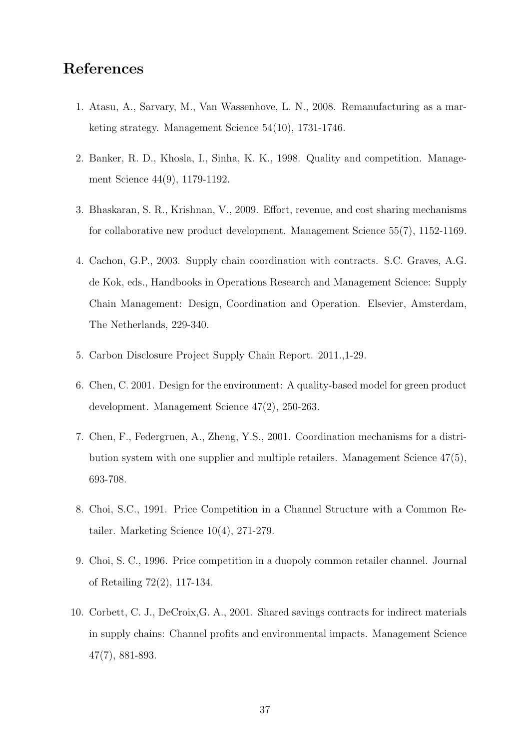## References

1. Atasu, A., Sarvary, M., Van Wassenhove, L. N., 2008. Remanufacturing as a marketing strategy. Management Science 54(10), 1731-1746.

2. Banker, R. D., Khosla, I., Sinha, K. K., 1998. Quality and competition. Management Science 44(9), 1179-1192.

3. Bhaskaran, S. R., Krishnan, V., 2009. Effort, revenue, and cost sharing mechanisms for collaborative new product development. Management Science 55(7), 1152-1169.

4. Cachon, G.P., 2003. Supply chain coordination with contracts. S.C. Graves, A.G. de Kok, eds., Handbooks in Operations Research and Management Science: Supply Chain Management: Design, Coordination and Operation. Elsevier, Amsterdam, The Netherlands, 229-340.

5. Carbon Disclosure Project Supply Chain Report. 2011.,1-29.

6. Chen, C. 2001. Design for the environment: A quality-based model for green product development. Management Science 47(2), 250-263.

7. Chen, F., Federgruen, A., Zheng, Y.S., 2001. Coordination mechanisms for a distribution system with one supplier and multiple retailers. Management Science 47(5), 693-708.

8. Choi, S.C., 1991. Price Competition in a Channel Structure with a Common Retailer. Marketing Science 10(4), 271-279.

9. Choi, S. C., 1996. Price competition in a duopoly common retailer channel. Journal of Retailing 72(2), 117-134.

10. Corbett, C. J., DeCroix,G. A., 2001. Shared savings contracts for indirect materials in supply chains: Channel profits and environmental impacts. Management Science 47(7), 881-893.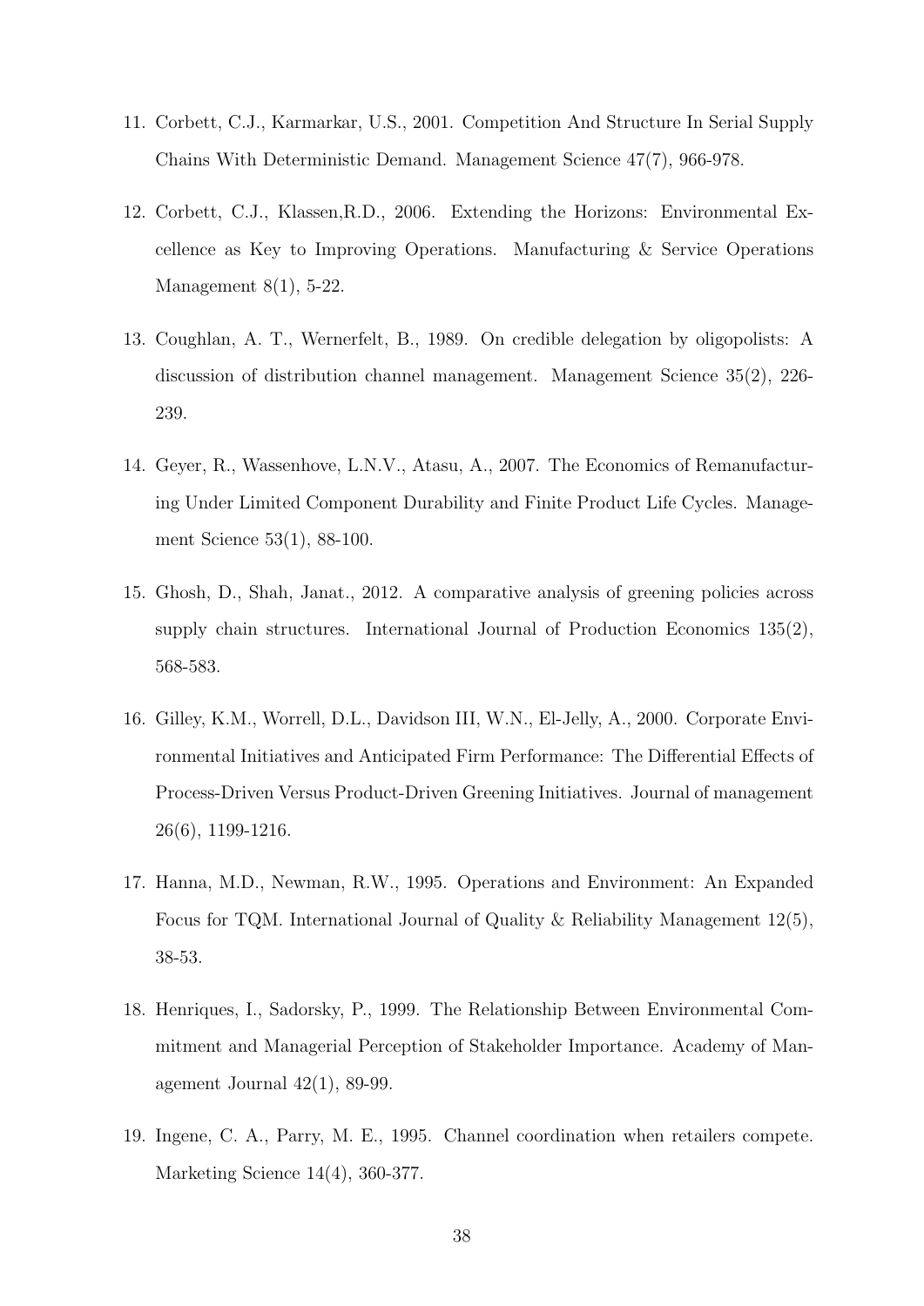11. Corbett, C.J., Karmarkar, U.S., 2001. Competition And Structure In Serial Supply Chains With Deterministic Demand. Management Science 47(7), 966-978.

12. Corbett, C.J., Klassen,R.D., 2006. Extending the Horizons: Environmental Excellence as Key to Improving Operations. Manufacturing & Service Operations Management 8(1), 5-22.

13. Coughlan, A. T., Wernerfelt, B., 1989. On credible delegation by oligopolists: A discussion of distribution channel management. Management Science 35(2), 226-239.

14. Geyer, R., Wassenhove, L.N.V., Atasu, A., 2007. The Economics of Remanufacturing Under Limited Component Durability and Finite Product Life Cycles. Management Science 53(1), 88-100.

15. Ghosh, D., Shah, Janat., 2012. A comparative analysis of greening policies across supply chain structures. International Journal of Production Economics 135(2), 568-583.

16. Gilley, K.M., Worrell, D.L., Davidson III, W.N., El-Jelly, A., 2000. Corporate Environmental Initiatives and Anticipated Firm Performance: The Differential Effects of Process-Driven Versus Product-Driven Greening Initiatives. Journal of management 26(6), 1199-1216.

17. Hanna, M.D., Newman, R.W., 1995. Operations and Environment: An Expanded Focus for TQM. International Journal of Quality & Reliability Management 12(5), 38-53.

18. Henriques, I., Sadorsky, P., 1999. The Relationship Between Environmental Commitment and Managerial Perception of Stakeholder Importance. Academy of Management Journal 42(1), 89-99.

19. Ingene, C. A., Parry, M. E., 1995. Channel coordination when retailers compete. Marketing Science 14(4), 360-377.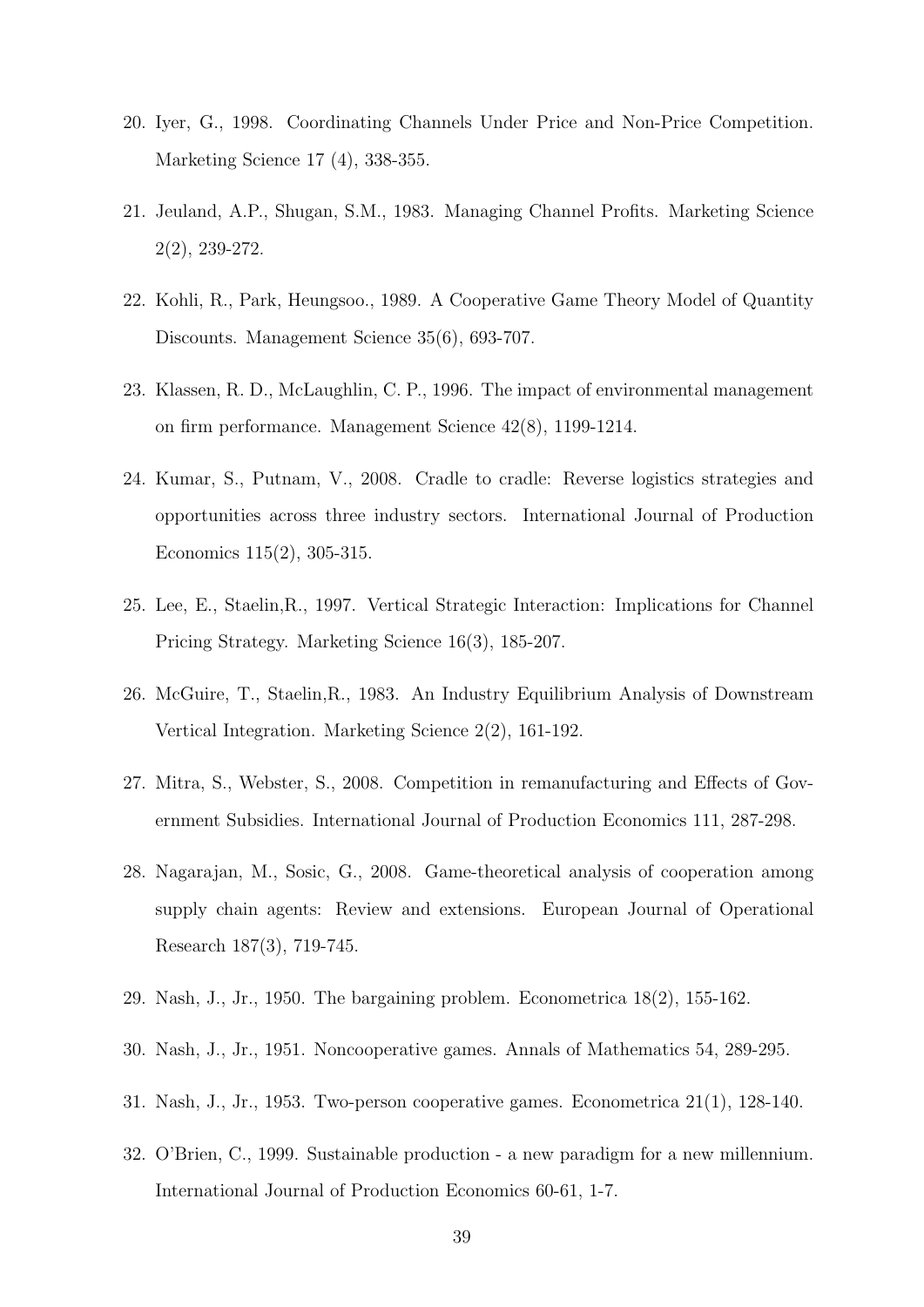20. Iyer, G., 1998. Coordinating Channels Under Price and Non-Price Competition. Marketing Science 17 (4), 338-355.

21. Jeuland, A.P., Shugan, S.M., 1983. Managing Channel Profits. Marketing Science 2(2), 239-272.

22. Kohli, R., Park, Heungsoo., 1989. A Cooperative Game Theory Model of Quantity Discounts. Management Science 35(6), 693-707.

23. Klassen, R. D., McLaughlin, C. P., 1996. The impact of environmental management on firm performance. Management Science 42(8), 1199-1214.

24. Kumar, S., Putnam, V., 2008. Cradle to cradle: Reverse logistics strategies and opportunities across three industry sectors. International Journal of Production Economics 115(2), 305-315.

25. Lee, E., Staelin,R., 1997. Vertical Strategic Interaction: Implications for Channel Pricing Strategy. Marketing Science 16(3), 185-207.

26. McGuire, T., Staelin,R., 1983. An Industry Equilibrium Analysis of Downstream Vertical Integration. Marketing Science 2(2), 161-192.

27. Mitra, S., Webster, S., 2008. Competition in remanufacturing and Effects of Government Subsidies. International Journal of Production Economics 111, 287-298.

28. Nagarajan, M., Sosic, G., 2008. Game-theoretical analysis of cooperation among supply chain agents: Review and extensions. European Journal of Operational Research 187(3), 719-745.

29. Nash, J., Jr., 1950. The bargaining problem. Econometrica 18(2), 155-162.

30. Nash, J., Jr., 1951. Noncooperative games. Annals of Mathematics 54, 289-295.

31. Nash, J., Jr., 1953. Two-person cooperative games. Econometrica 21(1), 128-140.

32. O'Brien, C., 1999. Sustainable production - a new paradigm for a new millennium. International Journal of Production Economics 60-61, 1-7.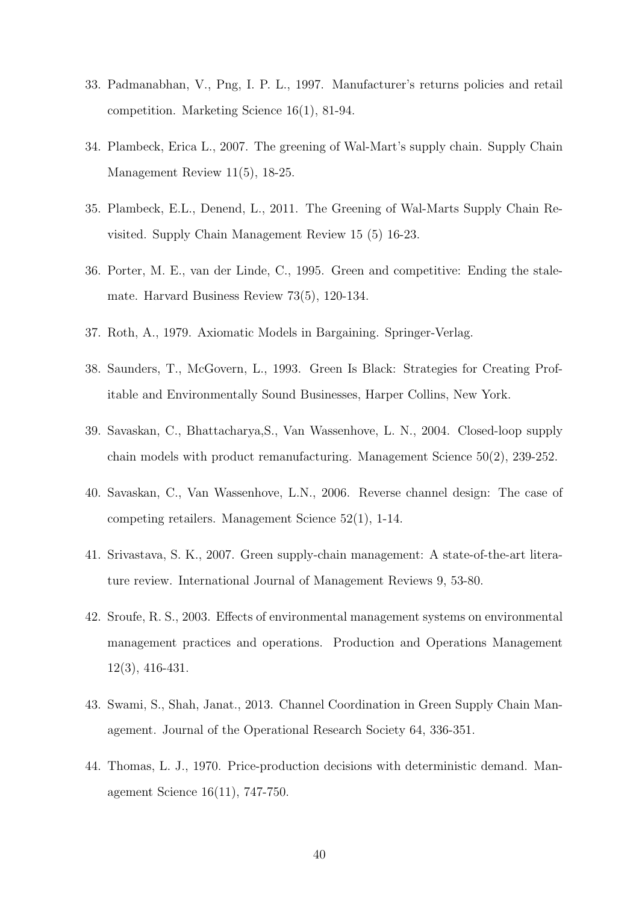33. Padmanabhan, V., Png, I. P. L., 1997. Manufacturer's returns policies and retail competition. Marketing Science 16(1), 81-94.

34. Plambeck, Erica L., 2007. The greening of Wal-Mart's supply chain. Supply Chain Management Review 11(5), 18-25.

35. Plambeck, E.L., Denend, L., 2011. The Greening of Wal-Marts Supply Chain Revisited. Supply Chain Management Review 15 (5) 16-23.

36. Porter, M. E., van der Linde, C., 1995. Green and competitive: Ending the stalemate. Harvard Business Review 73(5), 120-134.

37. Roth, A., 1979. Axiomatic Models in Bargaining. Springer-Verlag.

38. Saunders, T., McGovern, L., 1993. Green Is Black: Strategies for Creating Profitable and Environmentally Sound Businesses, Harper Collins, New York.

39. Savaskan, C., Bhattacharya,S., Van Wassenhove, L. N., 2004. Closed-loop supply chain models with product remanufacturing. Management Science 50(2), 239-252.

40. Savaskan, C., Van Wassenhove, L.N., 2006. Reverse channel design: The case of competing retailers. Management Science 52(1), 1-14.

41. Srivastava, S. K., 2007. Green supply-chain management: A state-of-the-art literature review. International Journal of Management Reviews 9, 53-80.

42. Sroufe, R. S., 2003. Effects of environmental management systems on environmental management practices and operations. Production and Operations Management 12(3), 416-431.

43. Swami, S., Shah, Janat., 2013. Channel Coordination in Green Supply Chain Management. Journal of the Operational Research Society 64, 336-351.

44. Thomas, L. J., 1970. Price-production decisions with deterministic demand. Management Science 16(11), 747-750.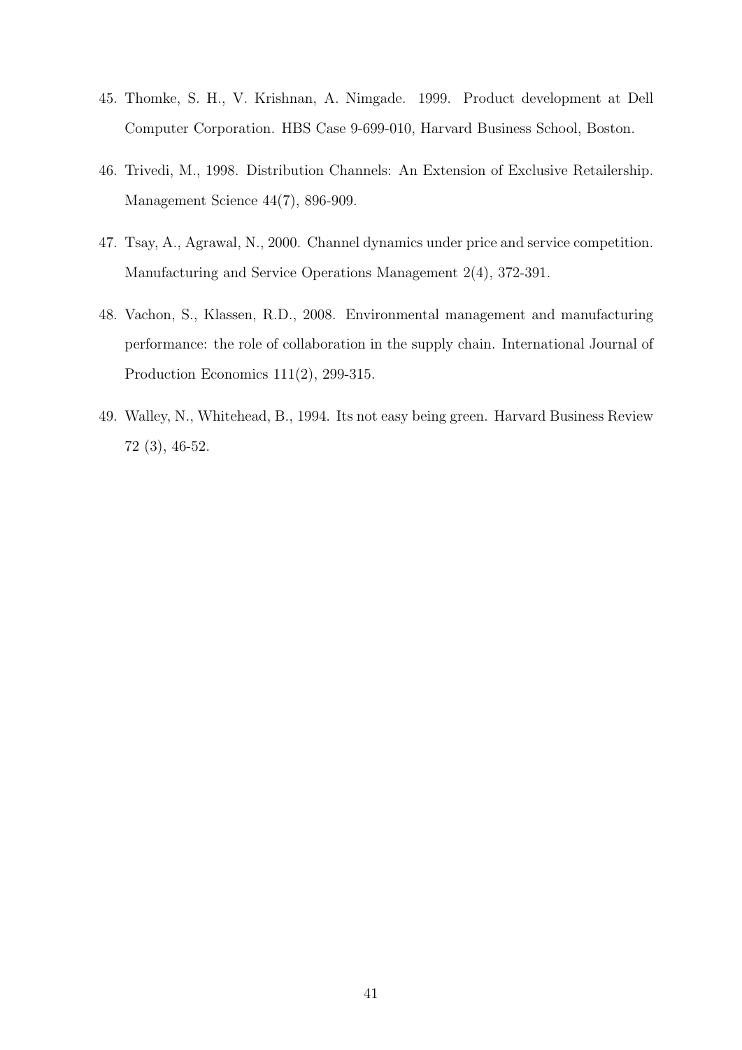45. Thomke, S. H., V. Krishnan, A. Nimgade. 1999. Product development at Dell Computer Corporation. HBS Case 9-699-010, Harvard Business School, Boston.

46. Trivedi, M., 1998. Distribution Channels: An Extension of Exclusive Retailership. Management Science 44(7), 896-909.

47. Tsay, A., Agrawal, N., 2000. Channel dynamics under price and service competition. Manufacturing and Service Operations Management 2(4), 372-391.

48. Vachon, S., Klassen, R.D., 2008. Environmental management and manufacturing performance: the role of collaboration in the supply chain. International Journal of Production Economics 111(2), 299-315.

49. Walley, N., Whitehead, B., 1994. Its not easy being green. Harvard Business Review 72 (3), 46-52.